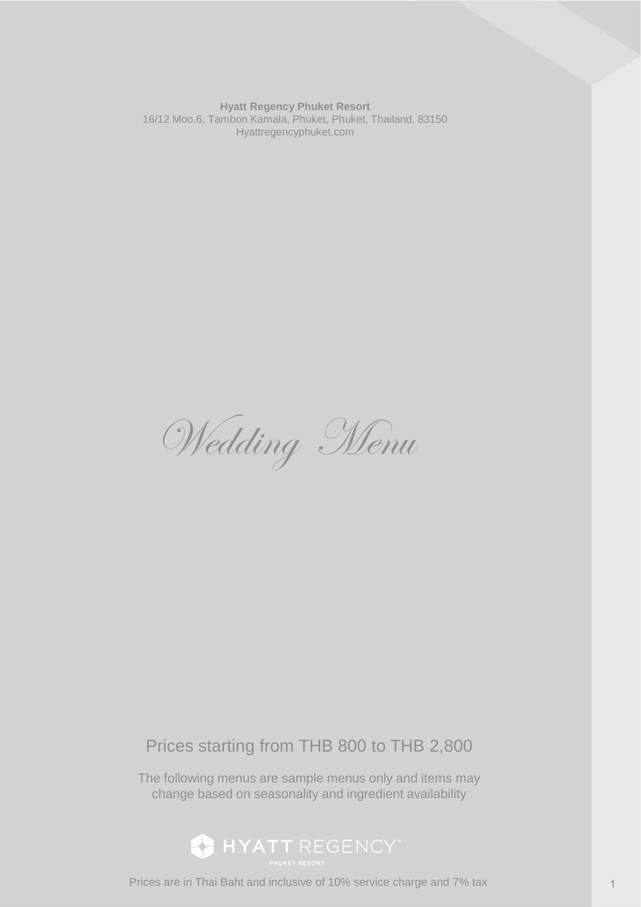**Hyatt Regency Phuket Resort**
16/12 Moo.6, Tambon Kamala, Phuket, Phuket, Thailand, 83150
Hyattregencyphuket.com

# *Wedding Menu*

Prices starting from THB 800 to THB 2,800

The following menus are sample menus only and items may change based on seasonality and ingredient availability

HYATT REGENCY
PHUKET RESORT

Prices are in Thai Baht and inclusive of 10% service charge and 7% tax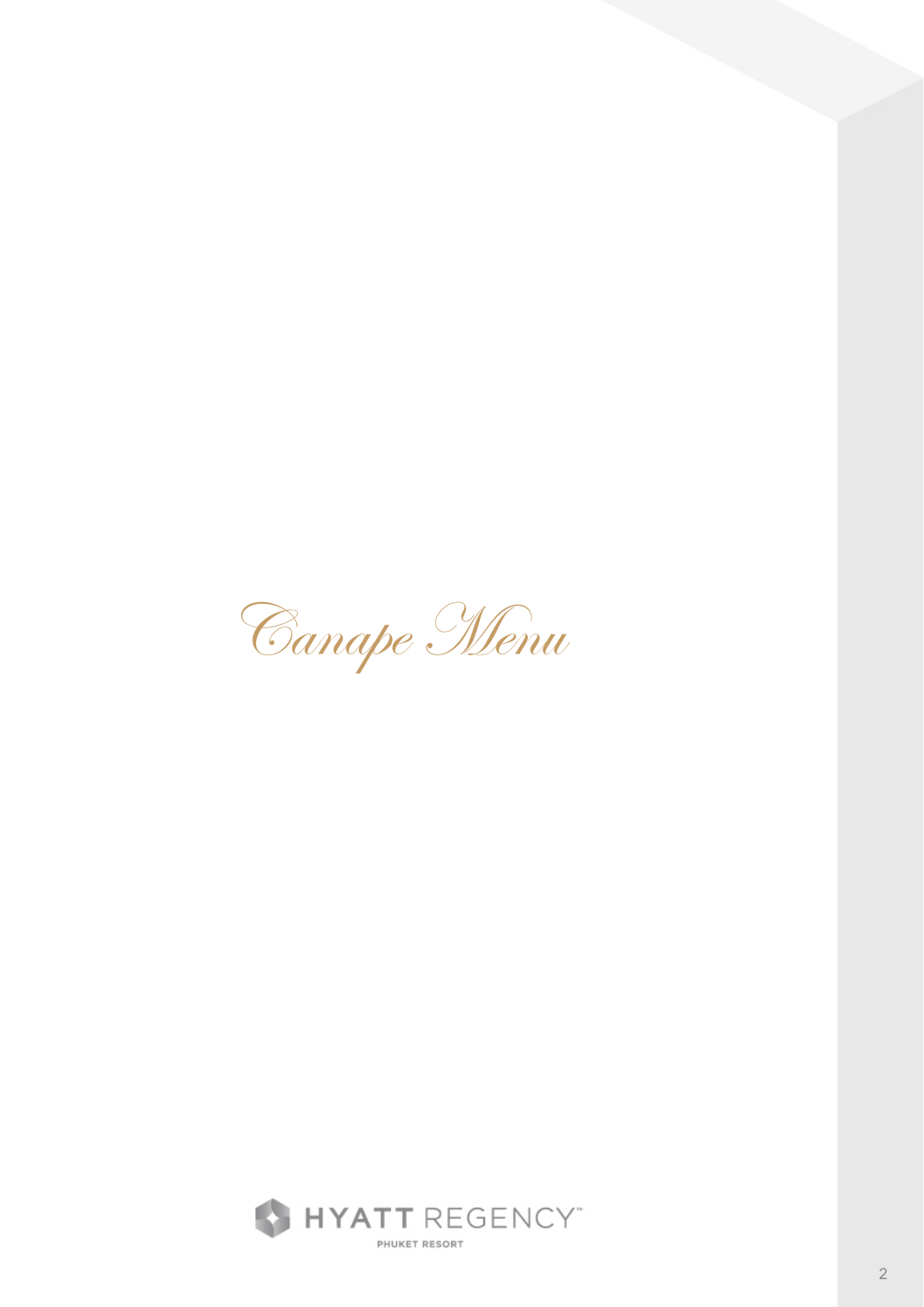# Canape Menu

HYATT REGENCY™

PHUKET RESORT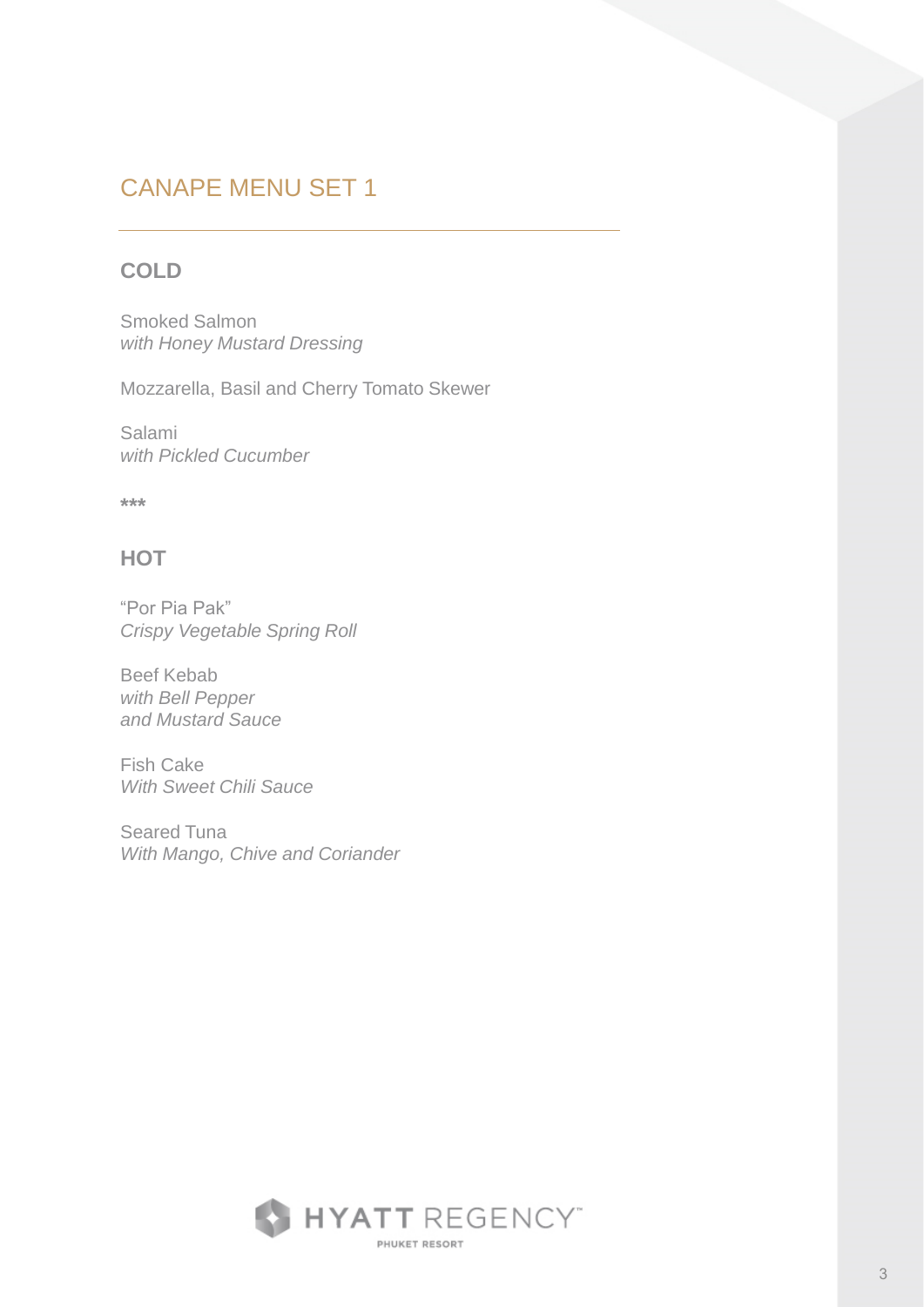# CANAPE MENU SET 1

## COLD

Smoked Salmon
*with Honey Mustard Dressing*

Mozzarella, Basil and Cherry Tomato Skewer

Salami
*with Pickled Cucumber*

***

## HOT

"Por Pia Pak"
*Crispy Vegetable Spring Roll*

Beef Kebab
*with Bell Pepper*
*and Mustard Sauce*

Fish Cake
*With Sweet Chili Sauce*

Seared Tuna
*With Mango, Chive and Coriander*

HYATT REGENCY™
PHUKET RESORT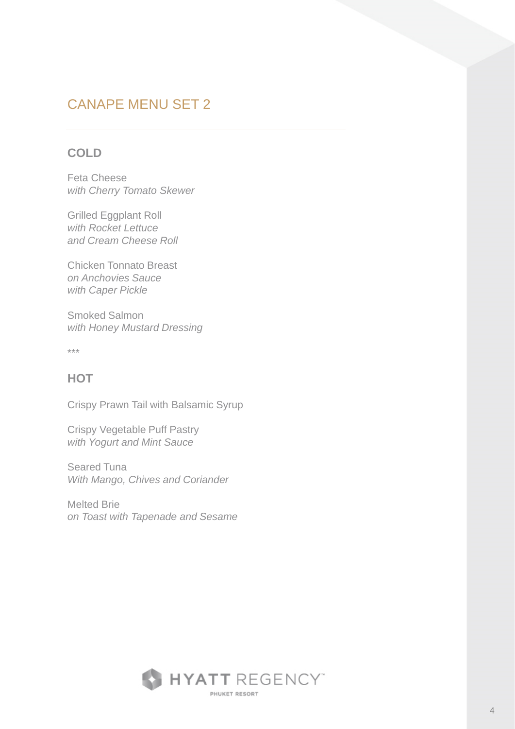# CANAPE MENU SET 2

## COLD

Feta Cheese
*with Cherry Tomato Skewer*

Grilled Eggplant Roll
*with Rocket Lettuce*
*and Cream Cheese Roll*

Chicken Tonnato Breast
*on Anchovies Sauce*
*with Caper Pickle*

Smoked Salmon
*with Honey Mustard Dressing*

***

## HOT

Crispy Prawn Tail with Balsamic Syrup

Crispy Vegetable Puff Pastry
*with Yogurt and Mint Sauce*

Seared Tuna
*With Mango, Chives and Coriander*

Melted Brie
*on Toast with Tapenade and Sesame*

HYATT REGENCY
PHUKET RESORT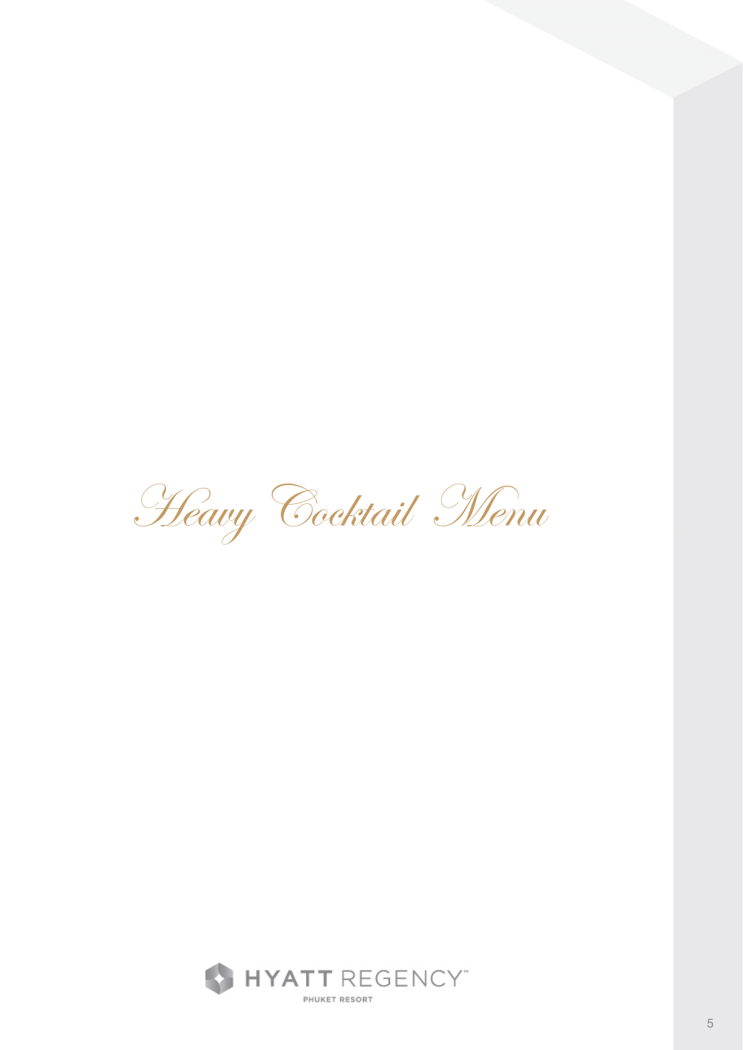# Heavy Cocktail Menu

HYATT REGENCY
PHUKET RESORT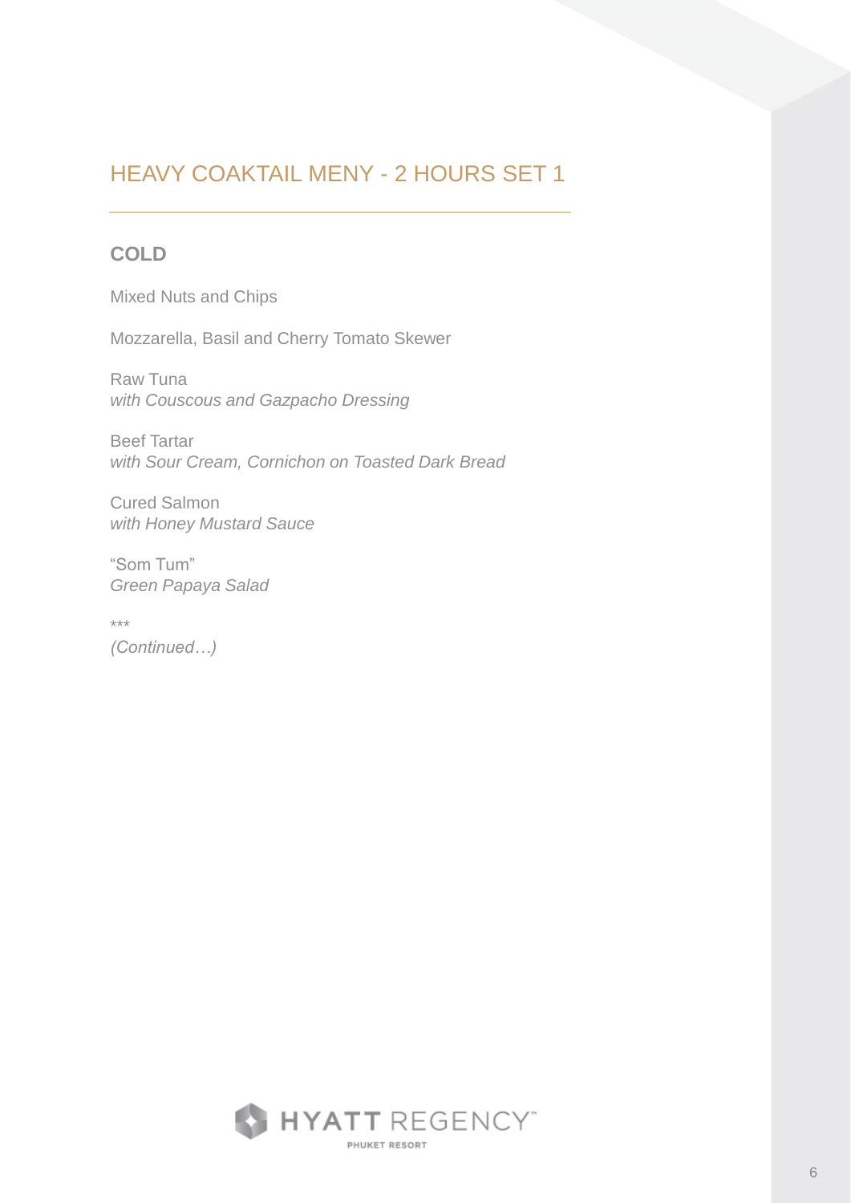# HEAVY COAKTAIL MENY - 2 HOURS SET 1

## COLD

Mixed Nuts and Chips

Mozzarella, Basil and Cherry Tomato Skewer

Raw Tuna
*with Couscous and Gazpacho Dressing*

Beef Tartar
*with Sour Cream, Cornichon on Toasted Dark Bread*

Cured Salmon
*with Honey Mustard Sauce*

"Som Tum"
*Green Papaya Salad*

***

*(Continued…)*

HYATT REGENCY
PHUKET RESORT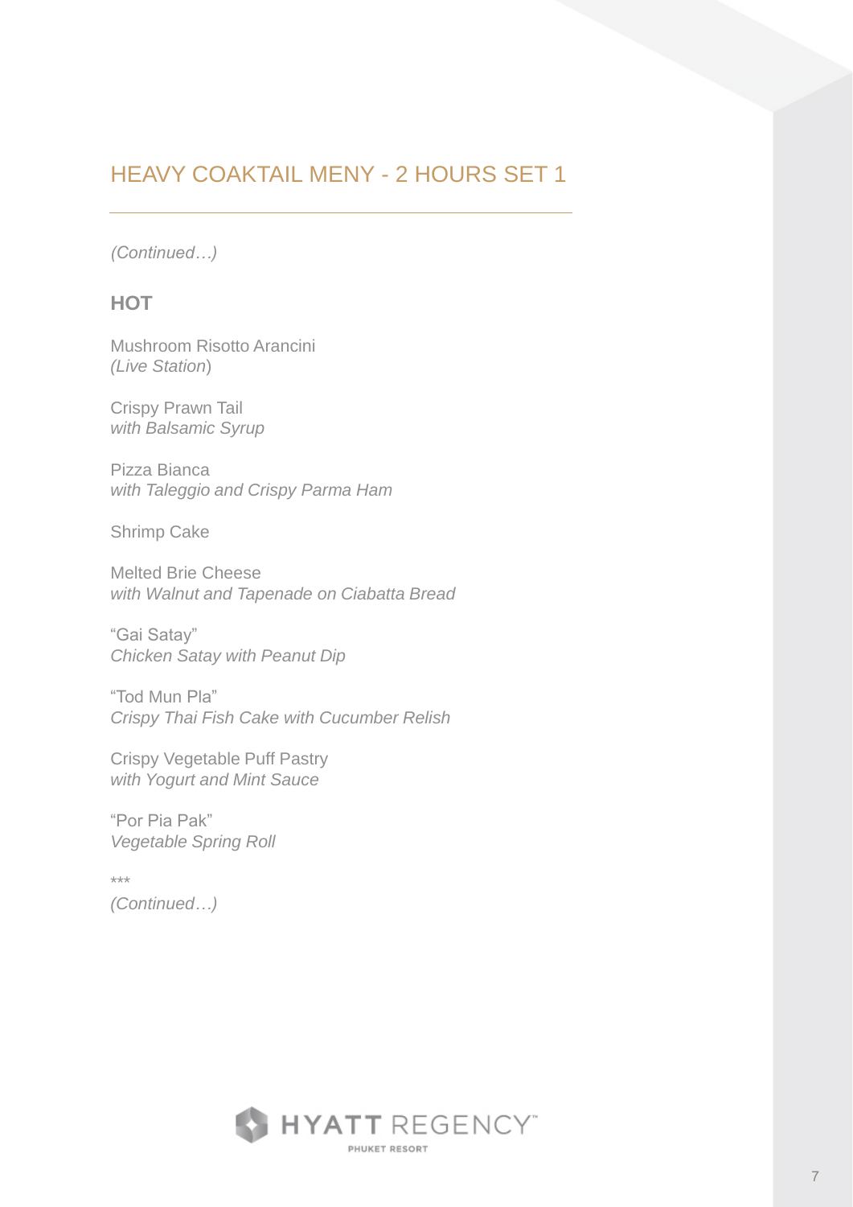## HEAVY COAKTAIL MENY - 2 HOURS SET 1

*(Continued…)*

### HOT

Mushroom Risotto Arancini
*(Live Station*)

Crispy Prawn Tail
*with Balsamic Syrup*

Pizza Bianca
*with Taleggio and Crispy Parma Ham*

Shrimp Cake

Melted Brie Cheese
*with Walnut and Tapenade on Ciabatta Bread*

"Gai Satay"
*Chicken Satay with Peanut Dip*

"Tod Mun Pla"
*Crispy Thai Fish Cake with Cucumber Relish*

Crispy Vegetable Puff Pastry
*with Yogurt and Mint Sauce*

"Por Pia Pak"
*Vegetable Spring Roll*

***

*(Continued…)*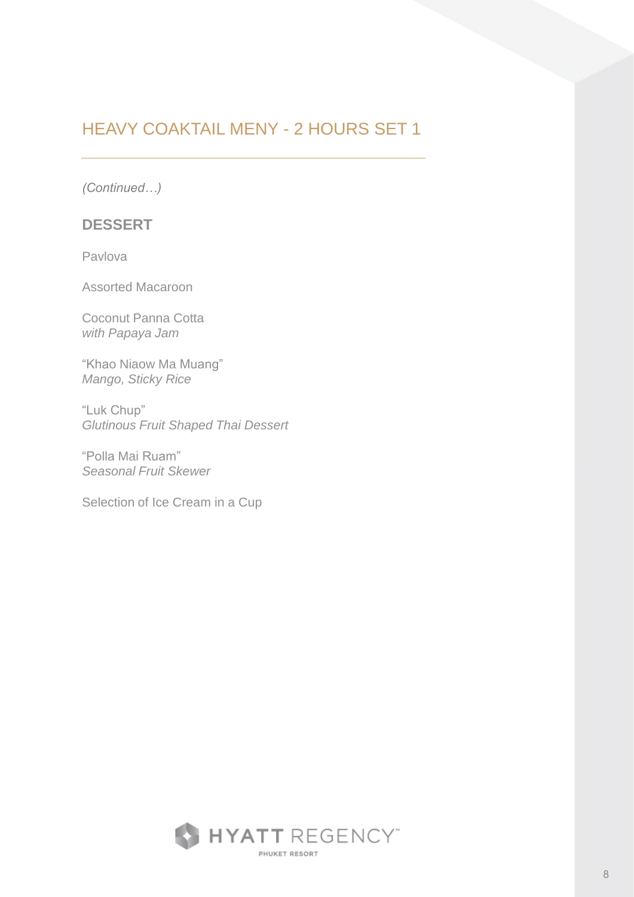## HEAVY COAKTAIL MENY - 2 HOURS SET 1

*(Continued…)*

### DESSERT

Pavlova

Assorted Macaroon

Coconut Panna Cotta
*with Papaya Jam*

“Khao Niaow Ma Muang”
*Mango, Sticky Rice*

“Luk Chup”
*Glutinous Fruit Shaped Thai Dessert*

“Polla Mai Ruam”
*Seasonal Fruit Skewer*

Selection of Ice Cream in a Cup

HYATT REGENCY™
PHUKET RESORT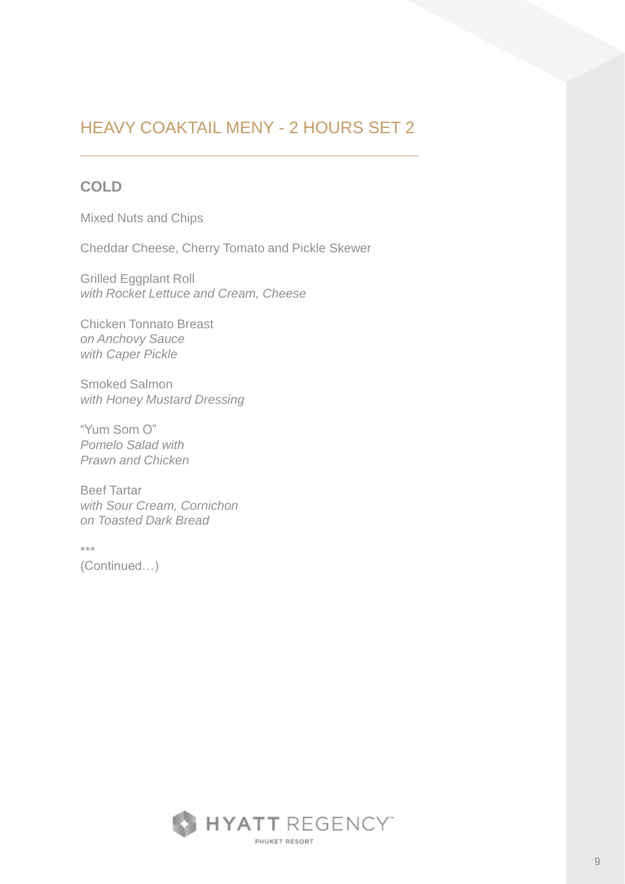# HEAVY COAKTAIL MENY - 2 HOURS SET 2

## COLD

Mixed Nuts and Chips

Cheddar Cheese, Cherry Tomato and Pickle Skewer

Grilled Eggplant Roll
*with Rocket Lettuce and Cream, Cheese*

Chicken Tonnato Breast
*on Anchovy Sauce*
*with Caper Pickle*

Smoked Salmon
*with Honey Mustard Dressing*

“Yum Som O”
*Pomelo Salad with*
*Prawn and Chicken*

Beef Tartar
*with Sour Cream, Cornichon*
*on Toasted Dark Bread*

***
(Continued…)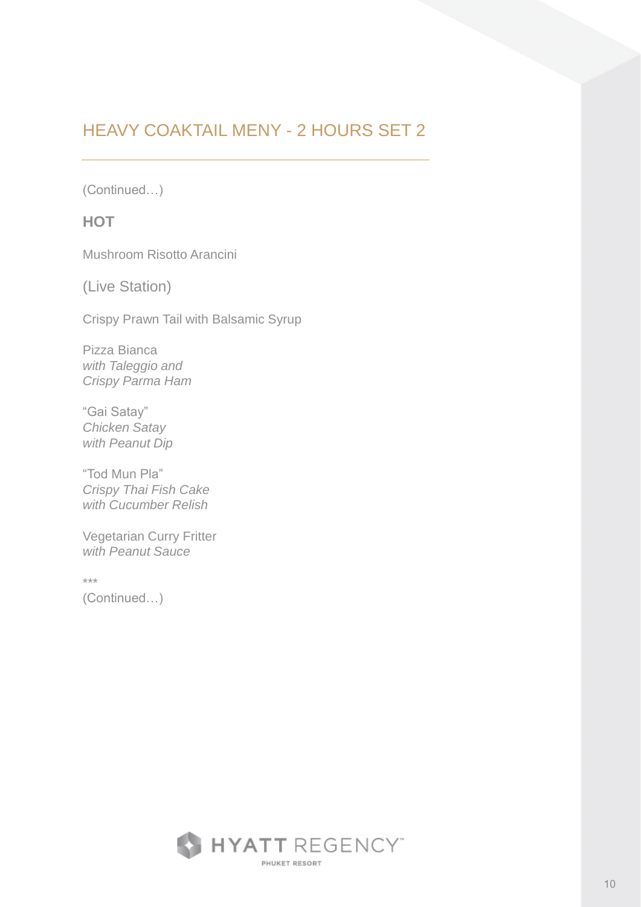## HEAVY COAKTAIL MENY - 2 HOURS SET 2

(Continued…)

**HOT**

Mushroom Risotto Arancini

(Live Station)

Crispy Prawn Tail with Balsamic Syrup

Pizza Bianca  
*with Taleggio and*  
*Crispy Parma Ham*

“Gai Satay”  
*Chicken Satay*  
*with Peanut Dip*

“Tod Mun Pla”  
*Crispy Thai Fish Cake*  
*with Cucumber Relish*

Vegetarian Curry Fritter  
*with Peanut Sauce*

***  
(Continued…)

HYATT REGENCY  
PHUKET RESORT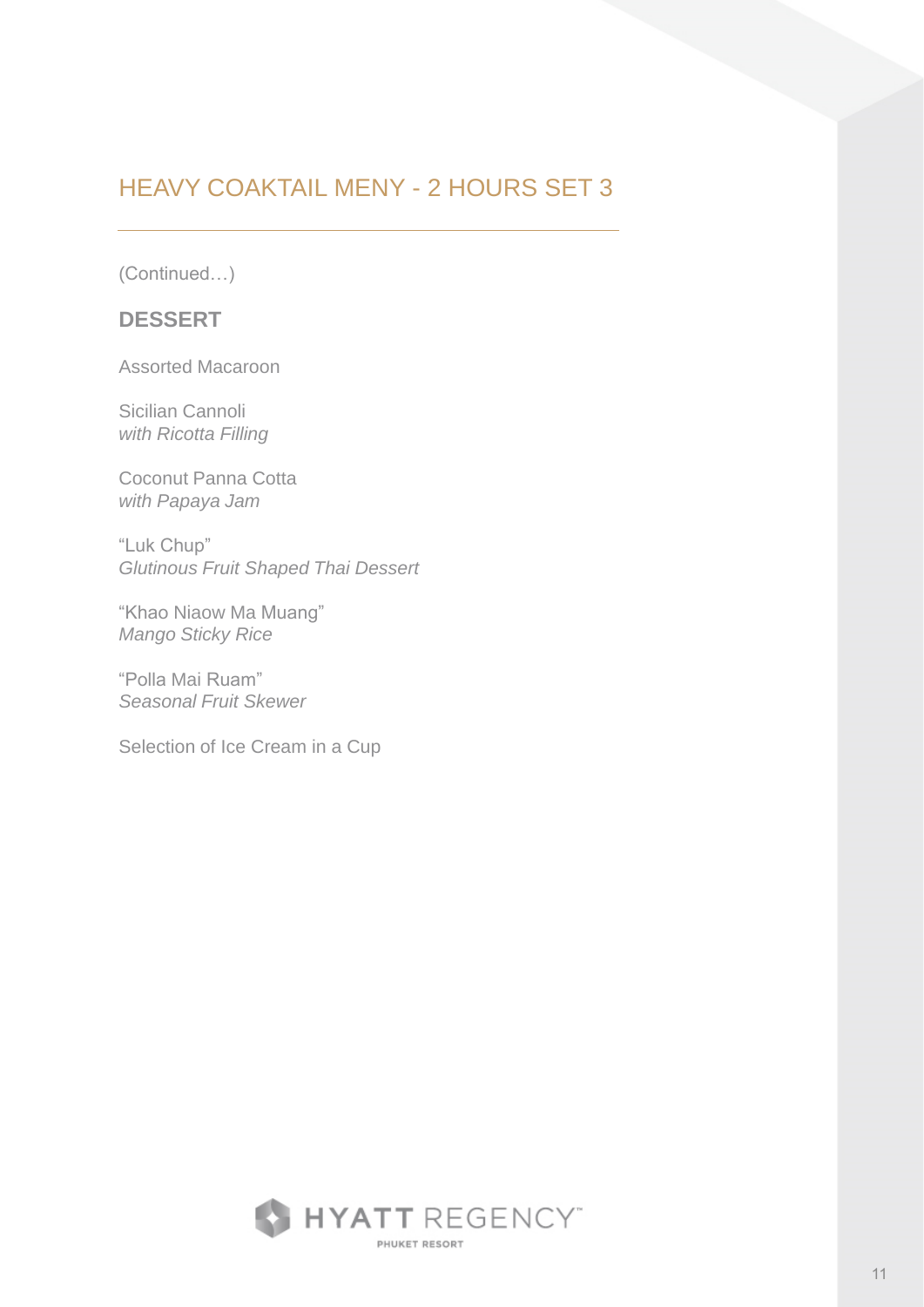# HEAVY COAKTAIL MENY - 2 HOURS SET 3

(Continued…)

## DESSERT

Assorted Macaroon

Sicilian Cannoli
*with Ricotta Filling*

Coconut Panna Cotta
*with Papaya Jam*

“Luk Chup”
*Glutinous Fruit Shaped Thai Dessert*

“Khao Niaow Ma Muang”
*Mango Sticky Rice*

“Polla Mai Ruam”
*Seasonal Fruit Skewer*

Selection of Ice Cream in a Cup

HYATT REGENCY™
PHUKET RESORT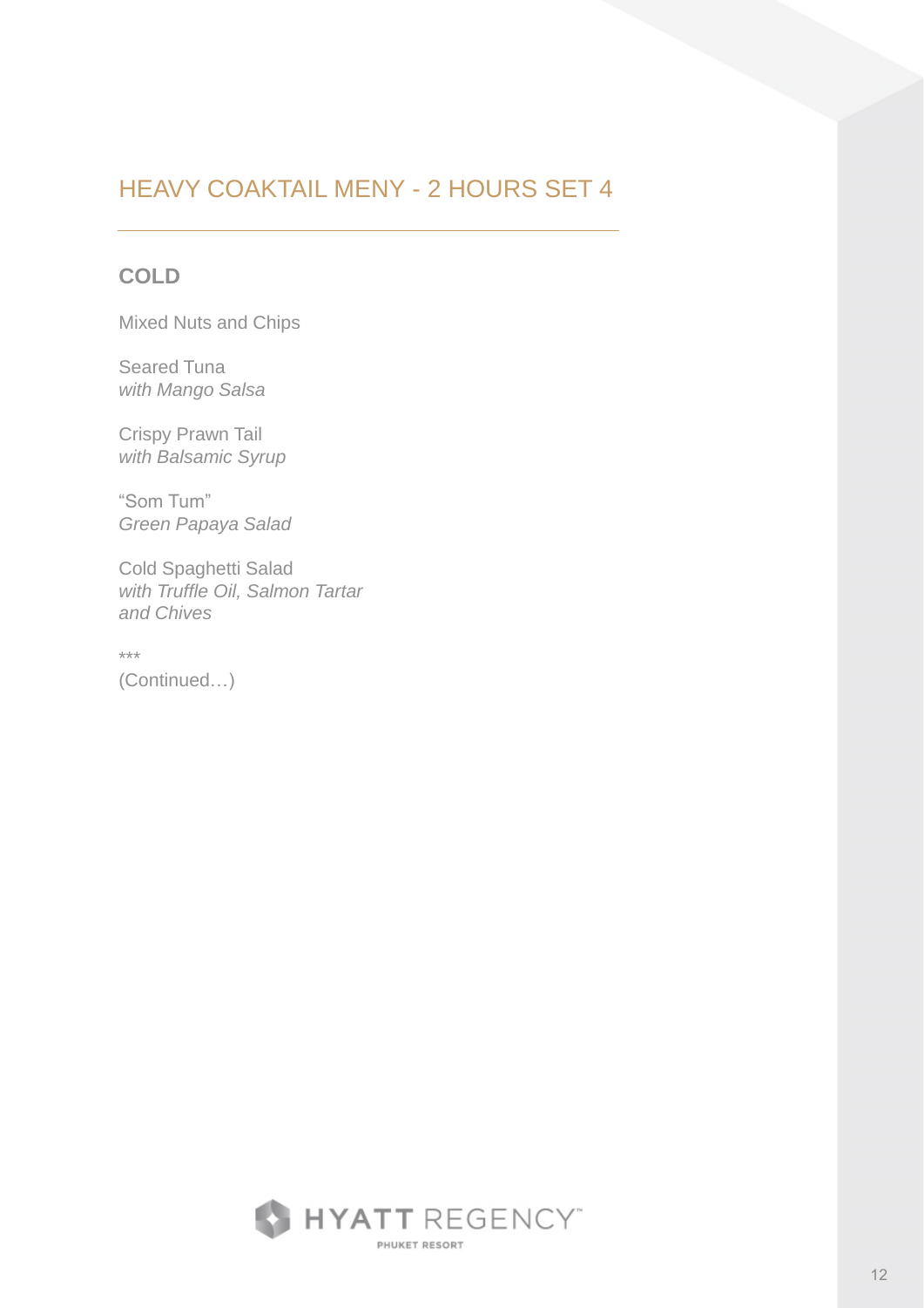# HEAVY COAKTAIL MENY - 2 HOURS SET 4

## COLD

Mixed Nuts and Chips

Seared Tuna
*with Mango Salsa*

Crispy Prawn Tail
*with Balsamic Syrup*

"Som Tum"
*Green Papaya Salad*

Cold Spaghetti Salad
*with Truffle Oil, Salmon Tartar and Chives*

***

(Continued…)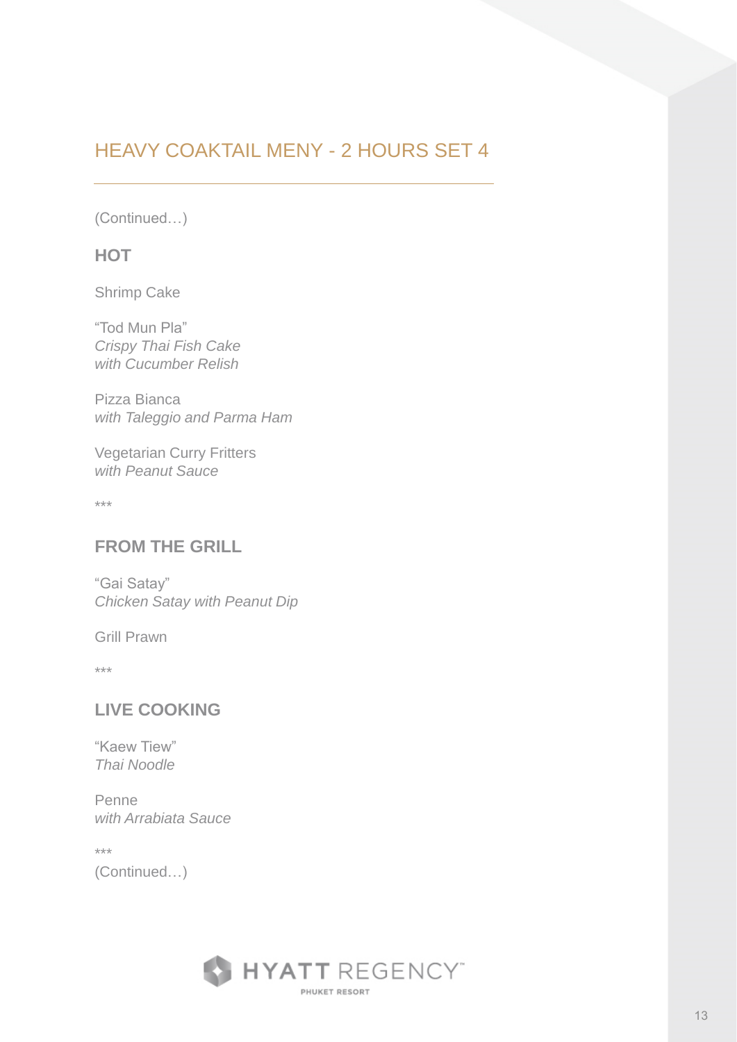# HEAVY COAKTAIL MENY - 2 HOURS SET 4

(Continued…)

## HOT

Shrimp Cake

"Tod Mun Pla"
*Crispy Thai Fish Cake*
*with Cucumber Relish*

Pizza Bianca
*with Taleggio and Parma Ham*

Vegetarian Curry Fritters
*with Peanut Sauce*

***

## FROM THE GRILL

"Gai Satay"
*Chicken Satay with Peanut Dip*

Grill Prawn

***

## LIVE COOKING

"Kaew Tiew"
*Thai Noodle*

Penne
*with Arrabiata Sauce*

***

(Continued…)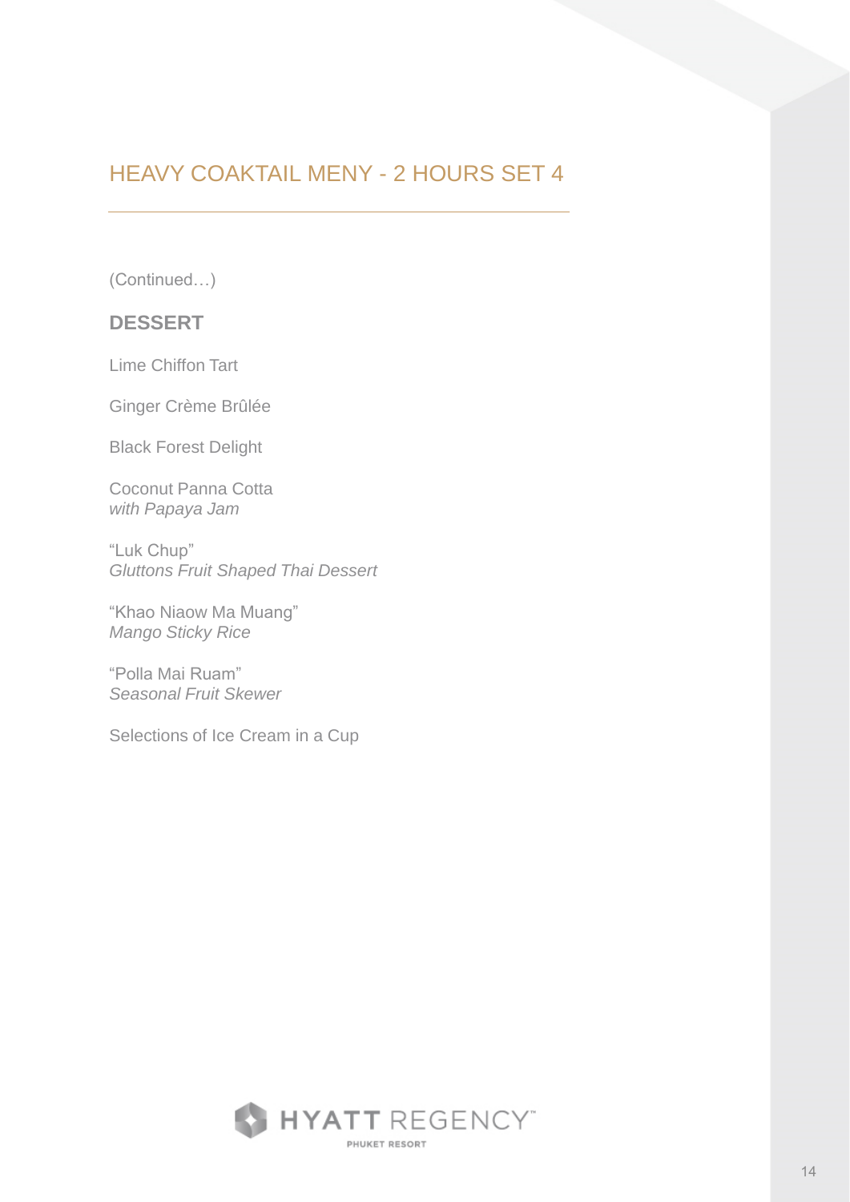# HEAVY COAKTAIL MENY - 2 HOURS SET 4

(Continued…)

## DESSERT

Lime Chiffon Tart

Ginger Crème Brûlée

Black Forest Delight

Coconut Panna Cotta
*with Papaya Jam*

“Luk Chup”
*Gluttons Fruit Shaped Thai Dessert*

“Khao Niaow Ma Muang”
*Mango Sticky Rice*

“Polla Mai Ruam”
*Seasonal Fruit Skewer*

Selections of Ice Cream in a Cup

HYATT REGENCY™
PHUKET RESORT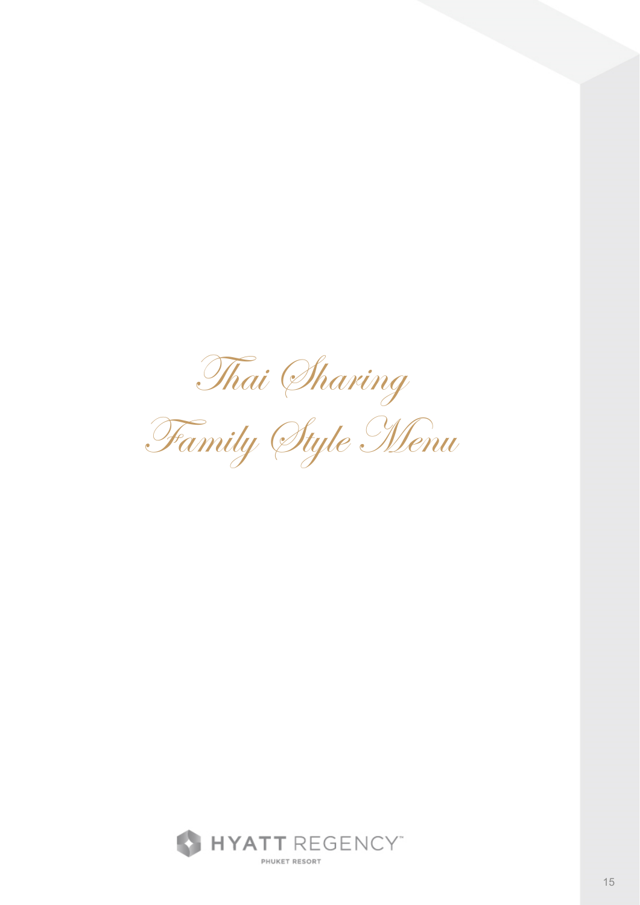# Thai Sharing Family Style Menu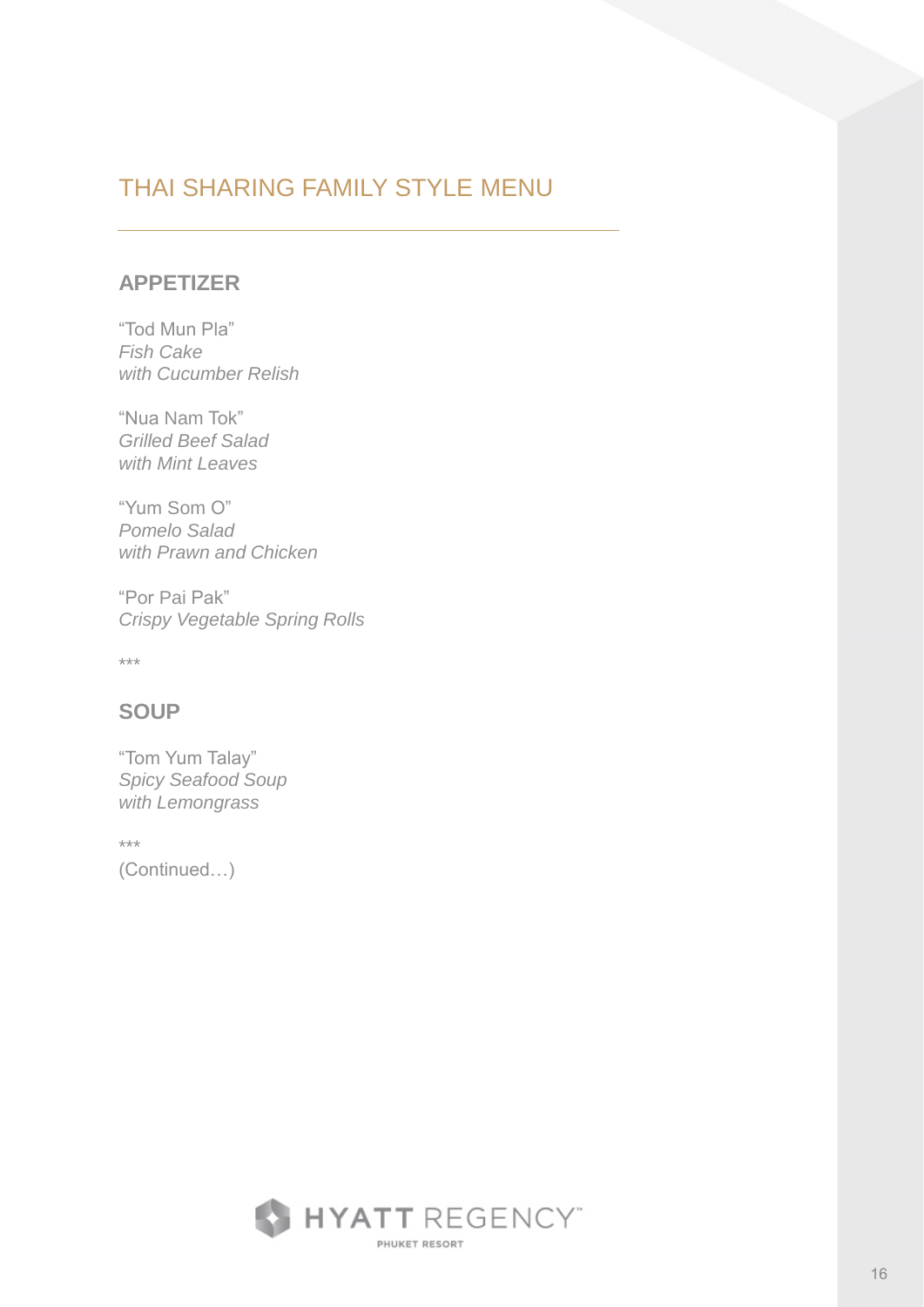# THAI SHARING FAMILY STYLE MENU

## APPETIZER

"Tod Mun Pla"
*Fish Cake*
*with Cucumber Relish*

"Nua Nam Tok"
*Grilled Beef Salad*
*with Mint Leaves*

"Yum Som O"
*Pomelo Salad*
*with Prawn and Chicken*

"Por Pai Pak"
*Crispy Vegetable Spring Rolls*

***

## SOUP

"Tom Yum Talay"
*Spicy Seafood Soup*
*with Lemongrass*

***

(Continued…)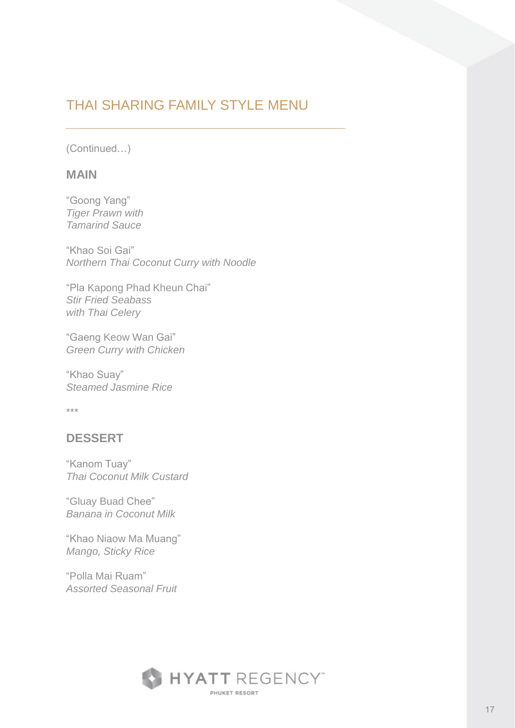# THAI SHARING FAMILY STYLE MENU

(Continued…)

## MAIN

"Goong Yang"
*Tiger Prawn with Tamarind Sauce*

"Khao Soi Gai"
*Northern Thai Coconut Curry with Noodle*

"Pla Kapong Phad Kheun Chai"
*Stir Fried Seabass with Thai Celery*

"Gaeng Keow Wan Gai"
*Green Curry with Chicken*

"Khao Suay"
*Steamed Jasmine Rice*

***

## DESSERT

"Kanom Tuay"
*Thai Coconut Milk Custard*

"Gluay Buad Chee"
*Banana in Coconut Milk*

"Khao Niaow Ma Muang"
*Mango, Sticky Rice*

"Polla Mai Ruam"
*Assorted Seasonal Fruit*

HYATT REGENCY™
PHUKET RESORT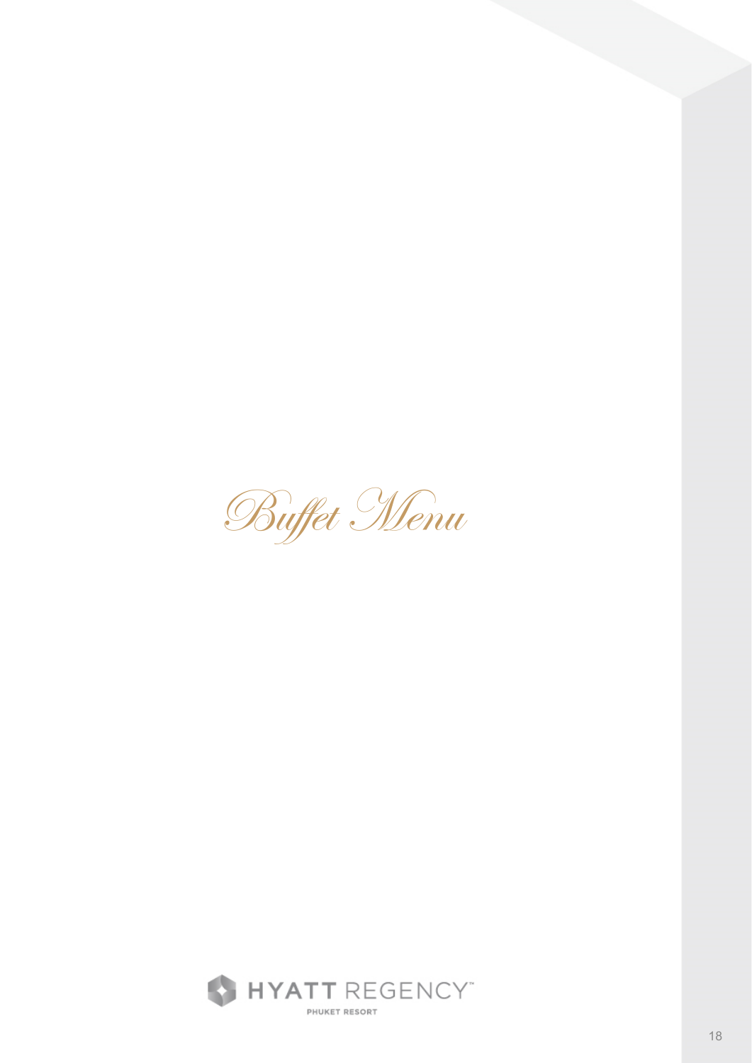# Buffet Menu

HYATT REGENCY™

PHUKET RESORT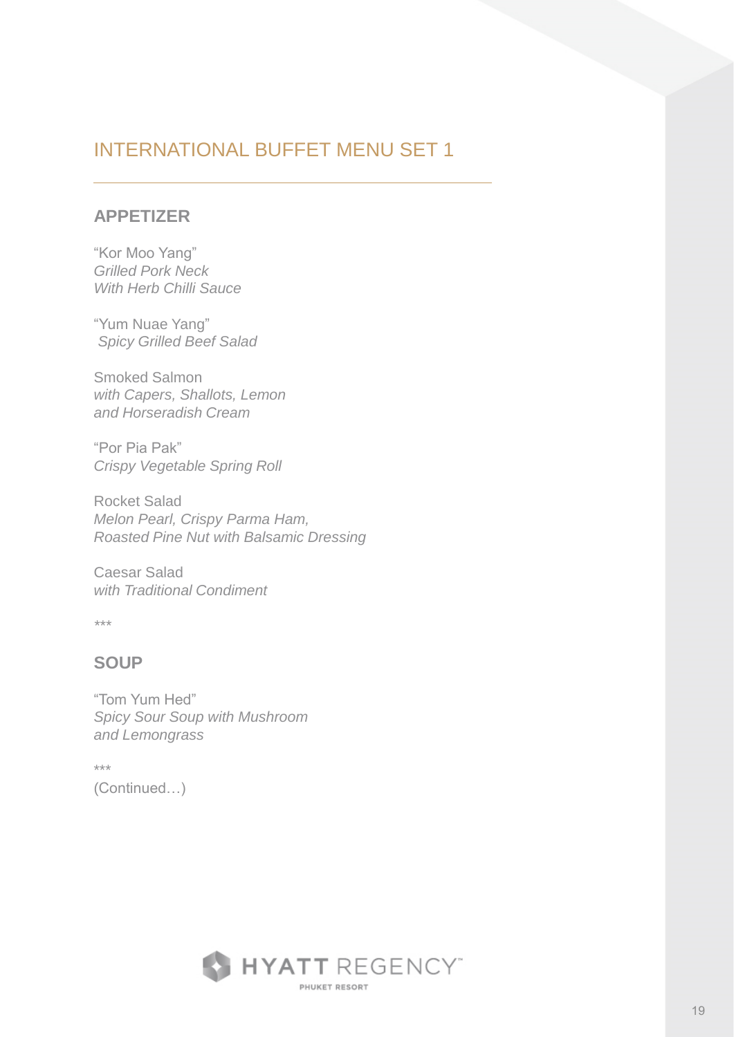# INTERNATIONAL BUFFET MENU SET 1

## APPETIZER

"Kor Moo Yang"
*Grilled Pork Neck*
*With Herb Chilli Sauce*

"Yum Nuae Yang"
*Spicy Grilled Beef Salad*

Smoked Salmon
*with Capers, Shallots, Lemon*
*and Horseradish Cream*

"Por Pia Pak"
*Crispy Vegetable Spring Roll*

Rocket Salad
*Melon Pearl, Crispy Parma Ham,*
*Roasted Pine Nut with Balsamic Dressing*

Caesar Salad
*with Traditional Condiment*

***

## SOUP

"Tom Yum Hed"
*Spicy Sour Soup with Mushroom*
*and Lemongrass*

***

(Continued…)

HYATT REGENCY PHUKET RESORT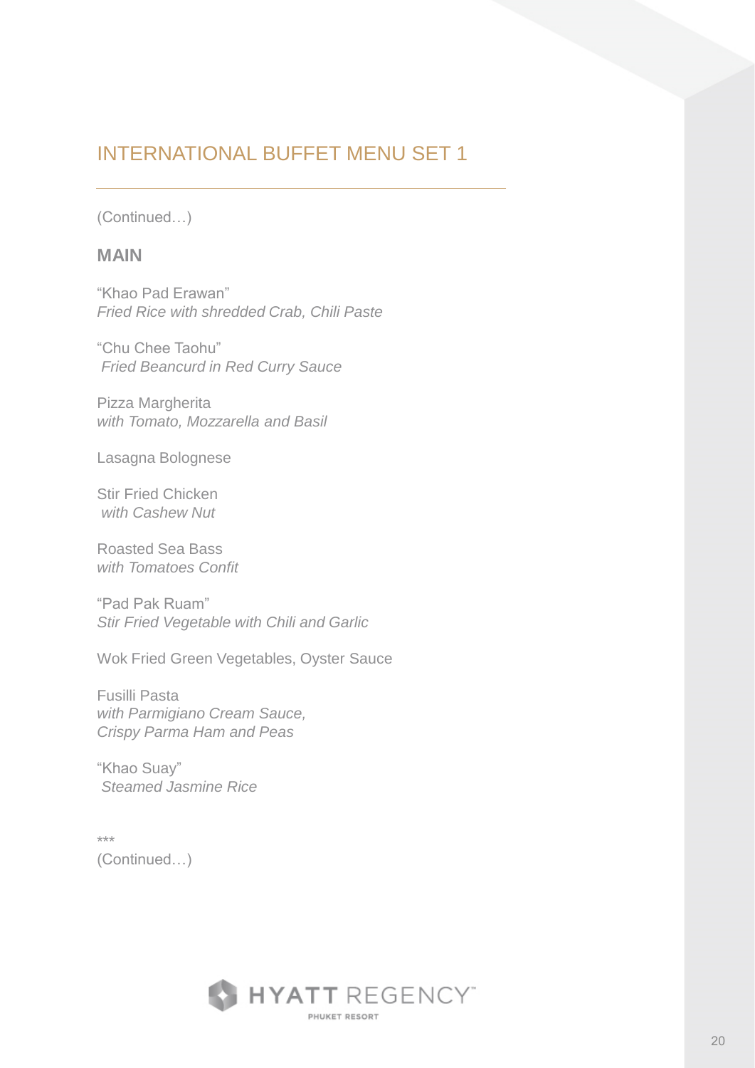## INTERNATIONAL BUFFET MENU SET 1

(Continued…)

### MAIN

"Khao Pad Erawan"
*Fried Rice with shredded Crab, Chili Paste*

"Chu Chee Taohu"
*Fried Beancurd in Red Curry Sauce*

Pizza Margherita
*with Tomato, Mozzarella and Basil*

Lasagna Bolognese

Stir Fried Chicken
*with Cashew Nut*

Roasted Sea Bass
*with Tomatoes Confit*

"Pad Pak Ruam"
*Stir Fried Vegetable with Chili and Garlic*

Wok Fried Green Vegetables, Oyster Sauce

Fusilli Pasta
*with Parmigiano Cream Sauce,*
*Crispy Parma Ham and Peas*

"Khao Suay"
*Steamed Jasmine Rice*

***

(Continued…)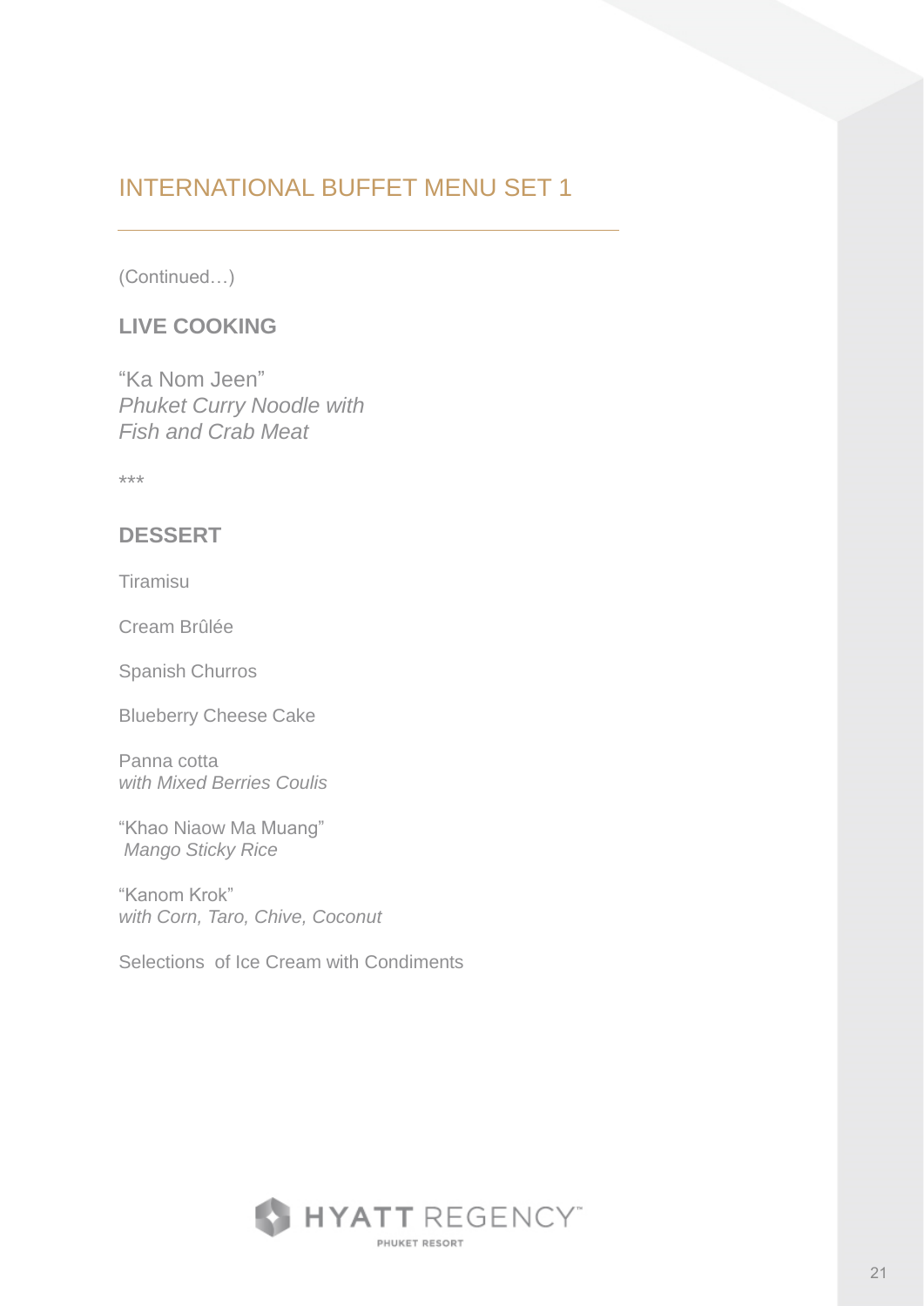## INTERNATIONAL BUFFET MENU SET 1

(Continued…)

### LIVE COOKING

"Ka Nom Jeen"
*Phuket Curry Noodle with*
*Fish and Crab Meat*

***

### DESSERT

Tiramisu

Cream Brûlée

Spanish Churros

Blueberry Cheese Cake

Panna cotta
*with Mixed Berries Coulis*

"Khao Niaow Ma Muang"
*Mango Sticky Rice*

"Kanom Krok"
*with Corn, Taro, Chive, Coconut*

Selections of Ice Cream with Condiments

HYATT REGENCY
PHUKET RESORT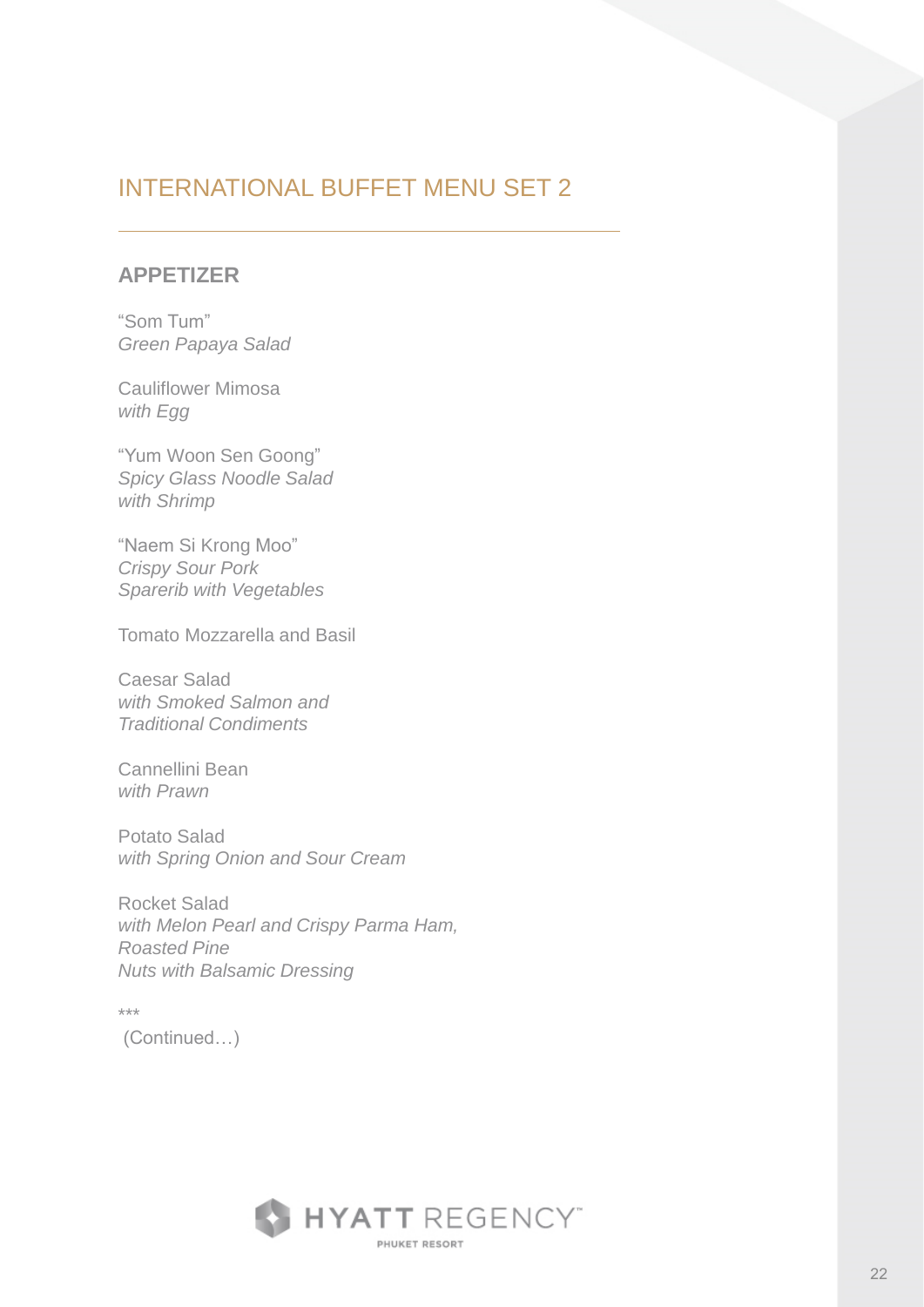# INTERNATIONAL BUFFET MENU SET 2

## APPETIZER

"Som Tum"
*Green Papaya Salad*

Cauliflower Mimosa
*with Egg*

"Yum Woon Sen Goong"
*Spicy Glass Noodle Salad*
*with Shrimp*

"Naem Si Krong Moo"
*Crispy Sour Pork*
*Sparerib with Vegetables*

Tomato Mozzarella and Basil

Caesar Salad
*with Smoked Salmon and*
*Traditional Condiments*

Cannellini Bean
*with Prawn*

Potato Salad
*with Spring Onion and Sour Cream*

Rocket Salad
*with Melon Pearl and Crispy Parma Ham,*
*Roasted Pine*
*Nuts with Balsamic Dressing*

\*\*\*

(Continued…)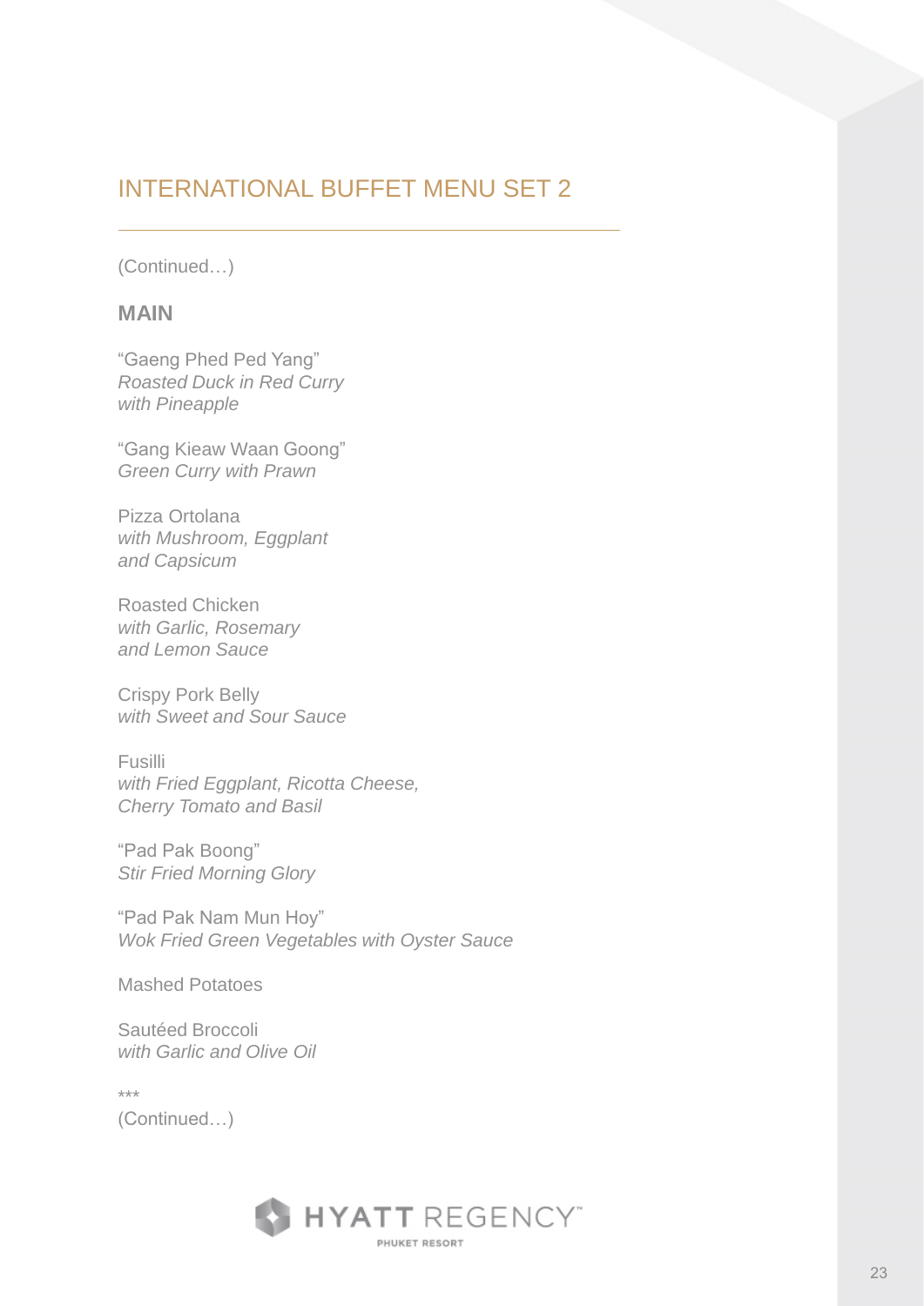## INTERNATIONAL BUFFET MENU SET 2

(Continued…)

### MAIN

"Gaeng Phed Ped Yang"
*Roasted Duck in Red Curry*
*with Pineapple*

"Gang Kieaw Waan Goong"
*Green Curry with Prawn*

Pizza Ortolana
*with Mushroom, Eggplant*
*and Capsicum*

Roasted Chicken
*with Garlic, Rosemary*
*and Lemon Sauce*

Crispy Pork Belly
*with Sweet and Sour Sauce*

Fusilli
*with Fried Eggplant, Ricotta Cheese,*
*Cherry Tomato and Basil*

"Pad Pak Boong"
*Stir Fried Morning Glory*

"Pad Pak Nam Mun Hoy"
*Wok Fried Green Vegetables with Oyster Sauce*

Mashed Potatoes

Sautéed Broccoli
*with Garlic and Olive Oil*

***
(Continued…)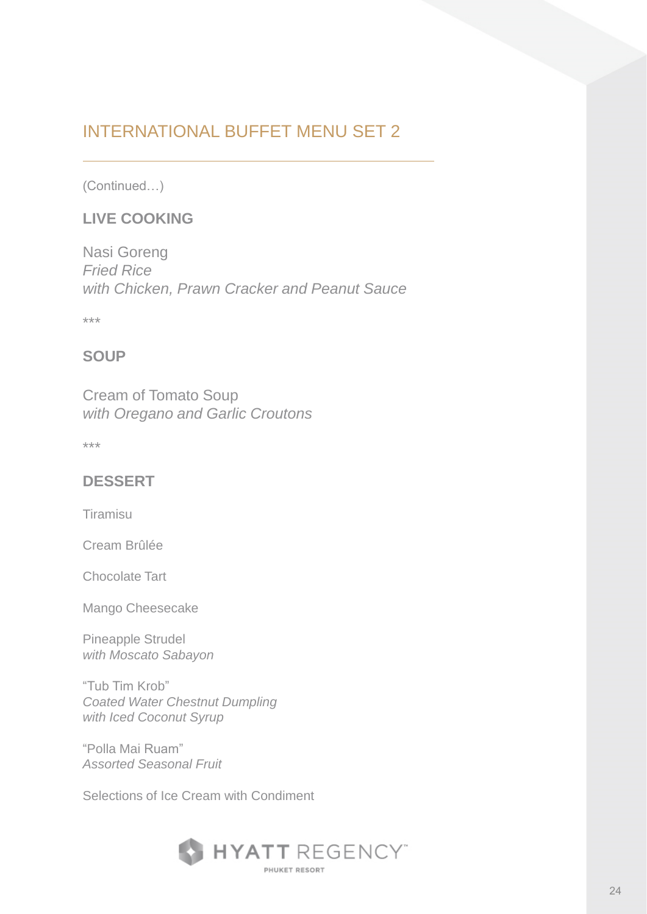## INTERNATIONAL BUFFET MENU SET 2

(Continued…)

### LIVE COOKING

Nasi Goreng
*Fried Rice*
*with Chicken, Prawn Cracker and Peanut Sauce*

***

### SOUP

Cream of Tomato Soup
*with Oregano and Garlic Croutons*

***

### DESSERT

Tiramisu

Cream Brûlée

Chocolate Tart

Mango Cheesecake

Pineapple Strudel
*with Moscato Sabayon*

"Tub Tim Krob"
*Coated Water Chestnut Dumpling*
*with Iced Coconut Syrup*

"Polla Mai Ruam"
*Assorted Seasonal Fruit*

Selections of Ice Cream with Condiment

HYATT REGENCY™
PHUKET RESORT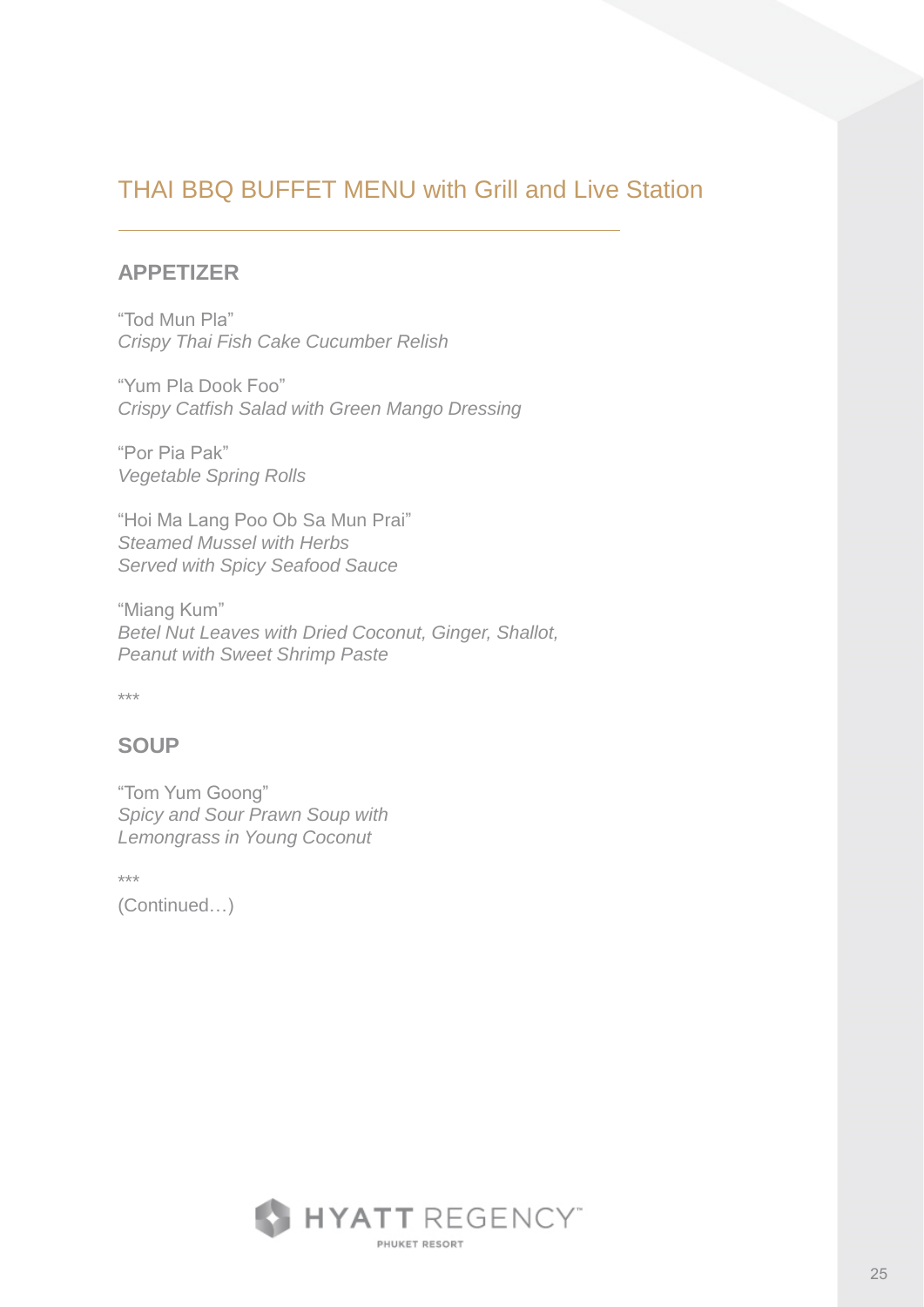# THAI BBQ BUFFET MENU with Grill and Live Station

## APPETIZER

"Tod Mun Pla"
*Crispy Thai Fish Cake Cucumber Relish*

"Yum Pla Dook Foo"
*Crispy Catfish Salad with Green Mango Dressing*

"Por Pia Pak"
*Vegetable Spring Rolls*

"Hoi Ma Lang Poo Ob Sa Mun Prai"
*Steamed Mussel with Herbs*
*Served with Spicy Seafood Sauce*

"Miang Kum"
*Betel Nut Leaves with Dried Coconut, Ginger, Shallot,*
*Peanut with Sweet Shrimp Paste*

***

## SOUP

"Tom Yum Goong"
*Spicy and Sour Prawn Soup with*
*Lemongrass in Young Coconut*

***

(Continued…)

HYATT REGENCY
PHUKET RESORT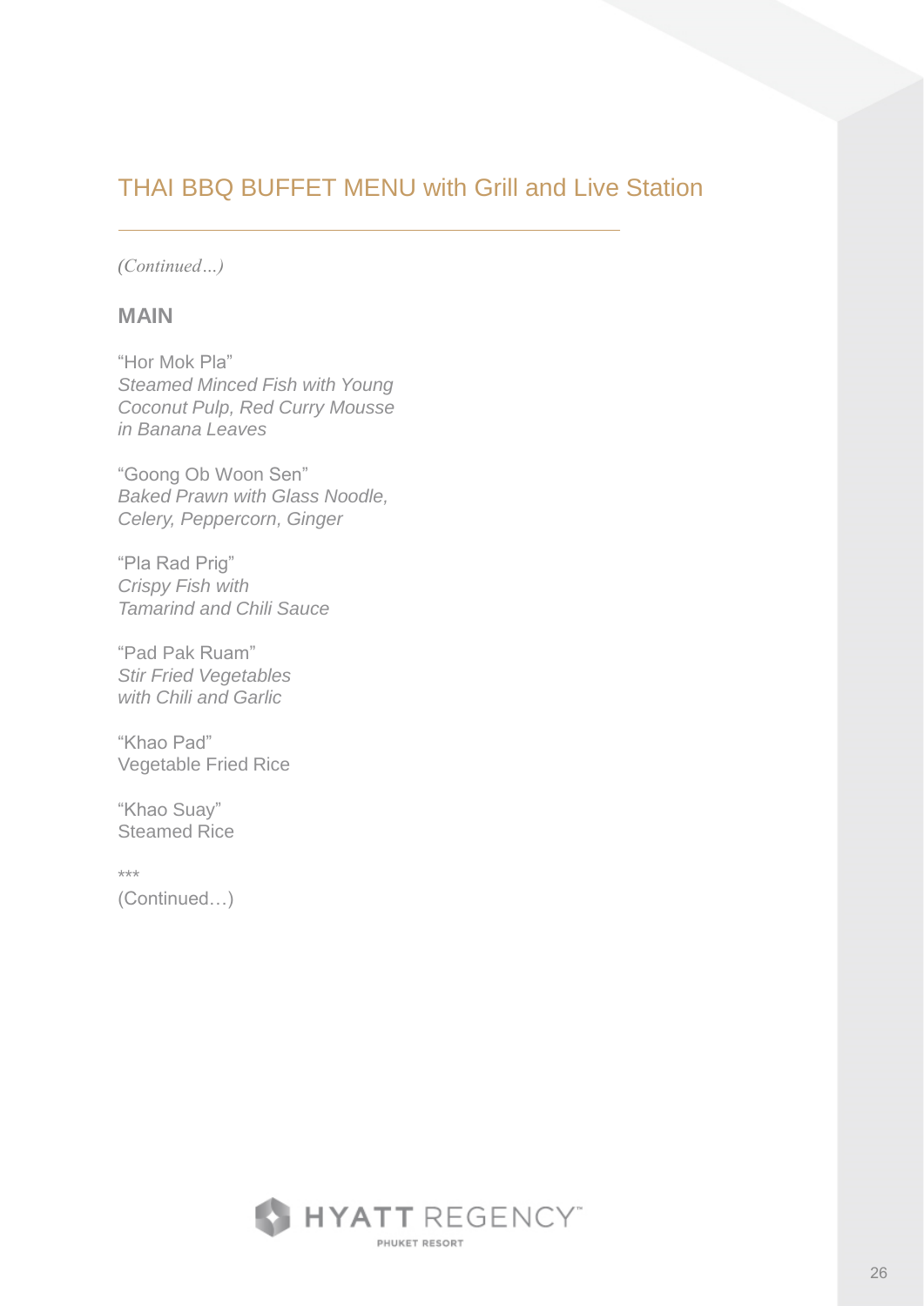## THAI BBQ BUFFET MENU with Grill and Live Station

*(Continued…)*

### MAIN

"Hor Mok Pla"
*Steamed Minced Fish with Young Coconut Pulp, Red Curry Mousse in Banana Leaves*

"Goong Ob Woon Sen"
*Baked Prawn with Glass Noodle, Celery, Peppercorn, Ginger*

"Pla Rad Prig"
*Crispy Fish with Tamarind and Chili Sauce*

"Pad Pak Ruam"
*Stir Fried Vegetables with Chili and Garlic*

"Khao Pad"
Vegetable Fried Rice

"Khao Suay"
Steamed Rice

***

(Continued…)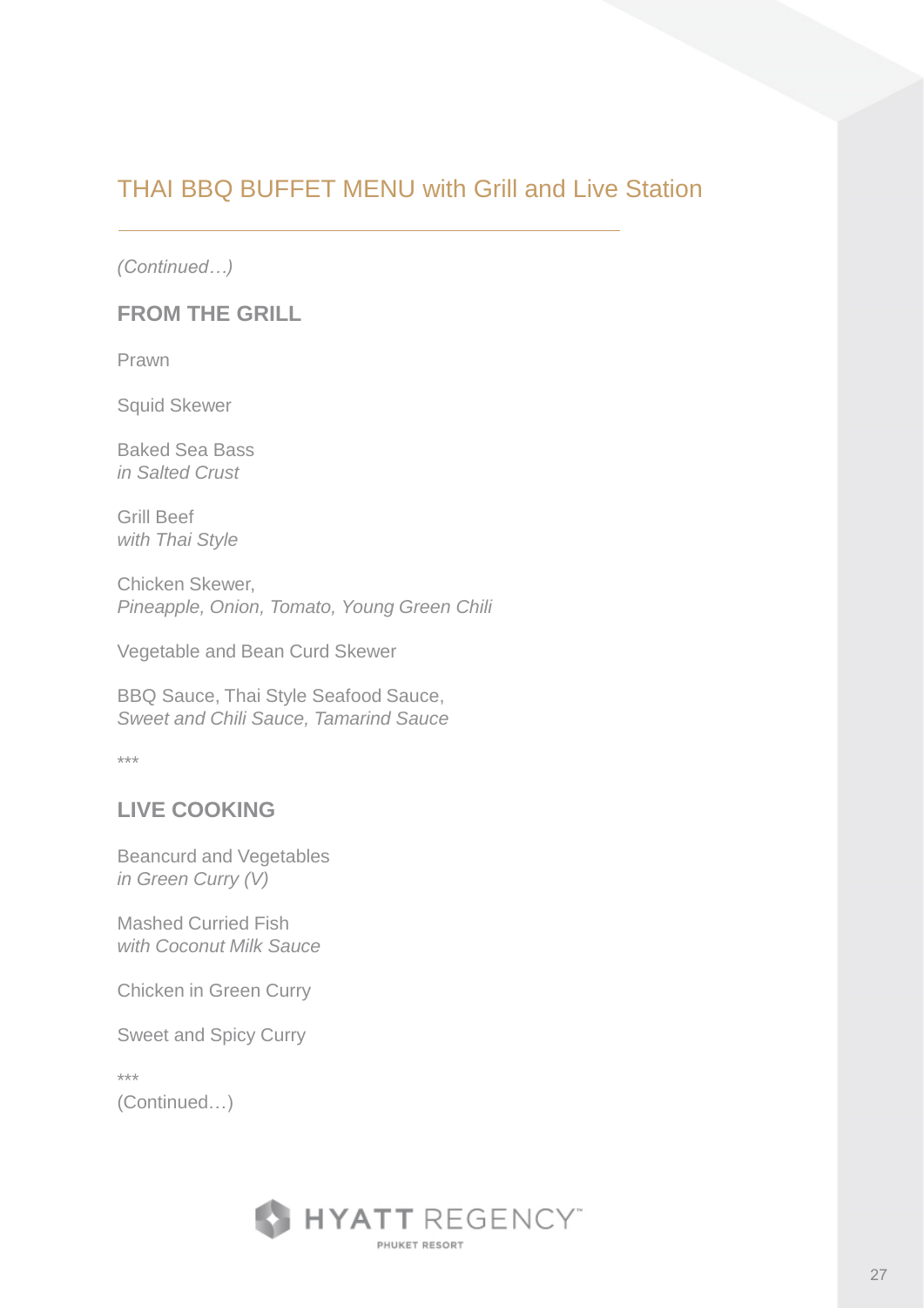# THAI BBQ BUFFET MENU with Grill and Live Station

*(Continued…)*

## FROM THE GRILL

Prawn

Squid Skewer

Baked Sea Bass
*in Salted Crust*

Grill Beef
*with Thai Style*

Chicken Skewer,
*Pineapple, Onion, Tomato, Young Green Chili*

Vegetable and Bean Curd Skewer

BBQ Sauce, Thai Style Seafood Sauce,
*Sweet and Chili Sauce, Tamarind Sauce*

***

## LIVE COOKING

Beancurd and Vegetables
*in Green Curry (V)*

Mashed Curried Fish
*with Coconut Milk Sauce*

Chicken in Green Curry

Sweet and Spicy Curry

***

(Continued…)

HYATT REGENCY™
PHUKET RESORT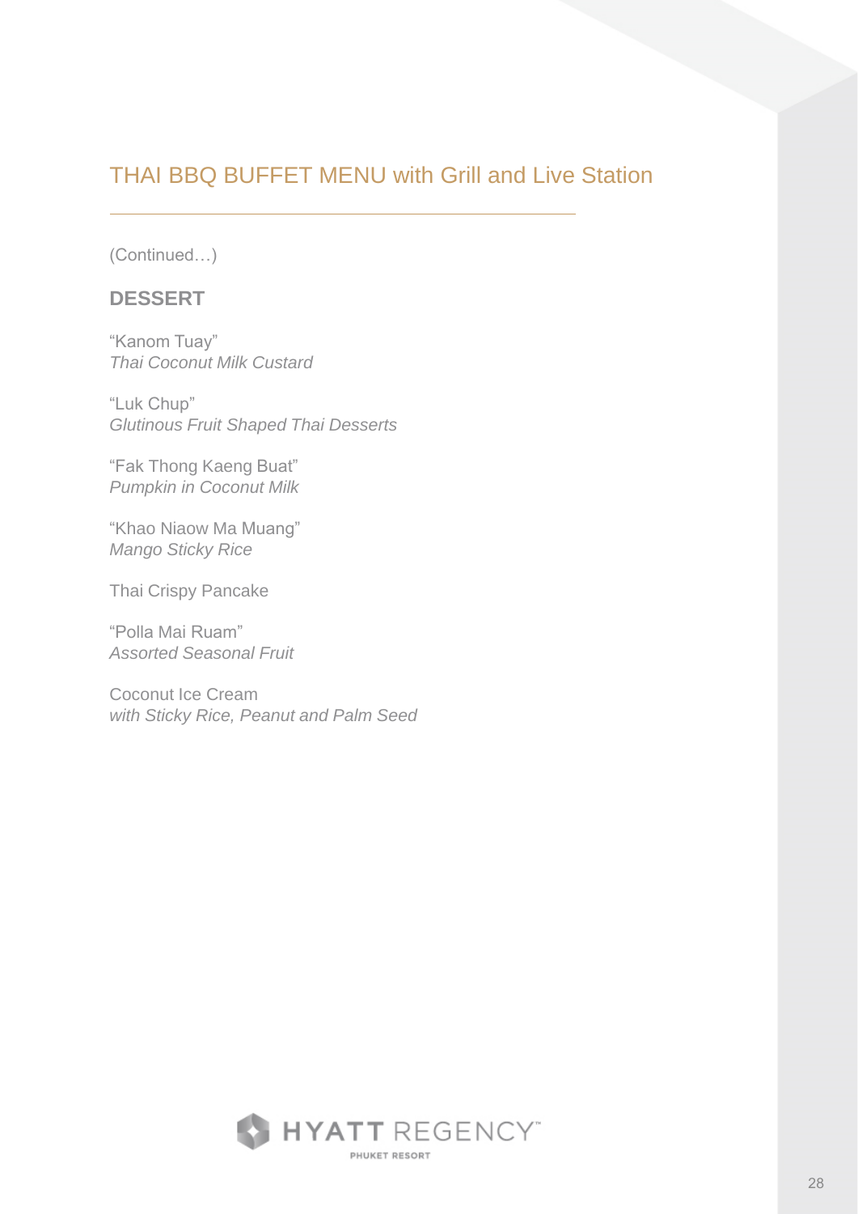## THAI BBQ BUFFET MENU with Grill and Live Station

(Continued…)

### DESSERT

"Kanom Tuay"
*Thai Coconut Milk Custard*

"Luk Chup"
*Glutinous Fruit Shaped Thai Desserts*

"Fak Thong Kaeng Buat"
*Pumpkin in Coconut Milk*

"Khao Niaow Ma Muang"
*Mango Sticky Rice*

Thai Crispy Pancake

"Polla Mai Ruam"
*Assorted Seasonal Fruit*

Coconut Ice Cream
*with Sticky Rice, Peanut and Palm Seed*

HYATT REGENCY™
PHUKET RESORT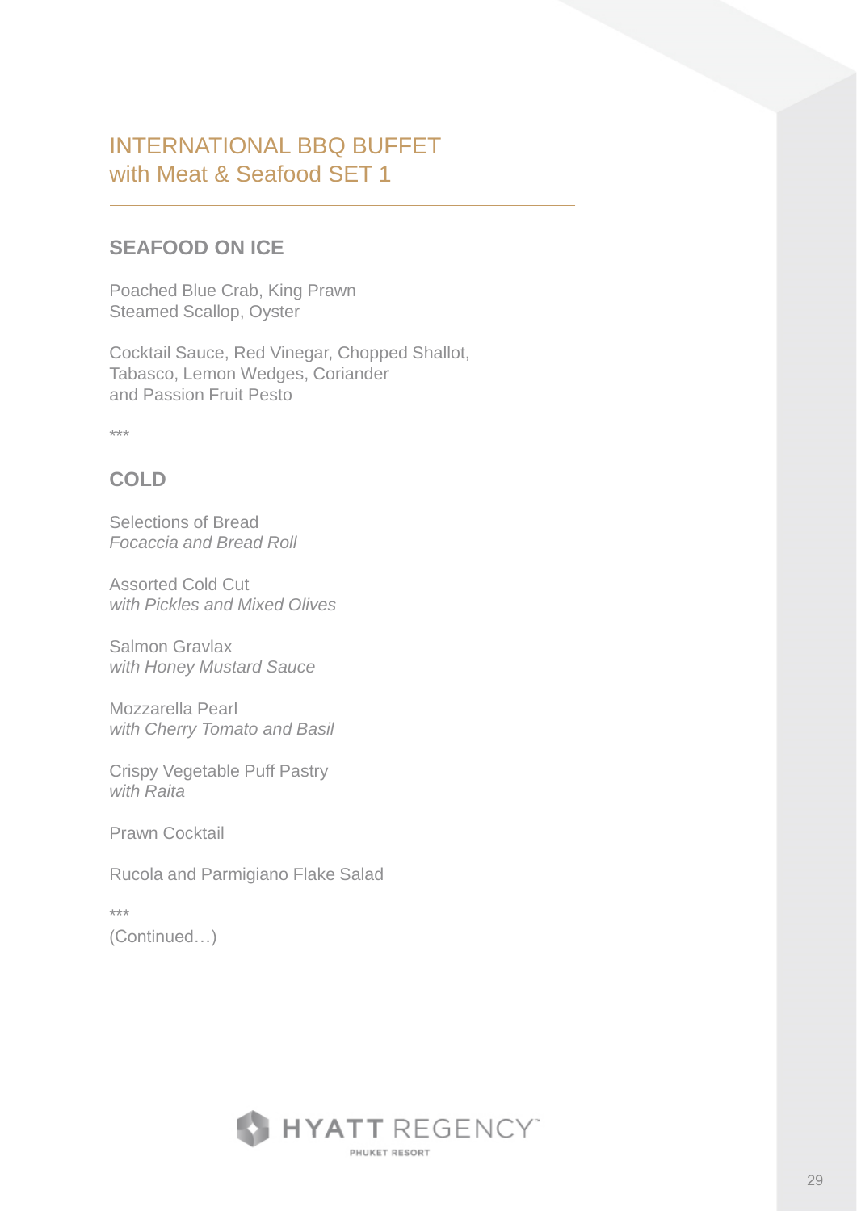# INTERNATIONAL BBQ BUFFET
# with Meat & Seafood SET 1

## SEAFOOD ON ICE

Poached Blue Crab, King Prawn
Steamed Scallop, Oyster

Cocktail Sauce, Red Vinegar, Chopped Shallot,
Tabasco, Lemon Wedges, Coriander
and Passion Fruit Pesto

***

## COLD

Selections of Bread
*Focaccia and Bread Roll*

Assorted Cold Cut
*with Pickles and Mixed Olives*

Salmon Gravlax
*with Honey Mustard Sauce*

Mozzarella Pearl
*with Cherry Tomato and Basil*

Crispy Vegetable Puff Pastry
*with Raita*

Prawn Cocktail

Rucola and Parmigiano Flake Salad

***

(Continued…)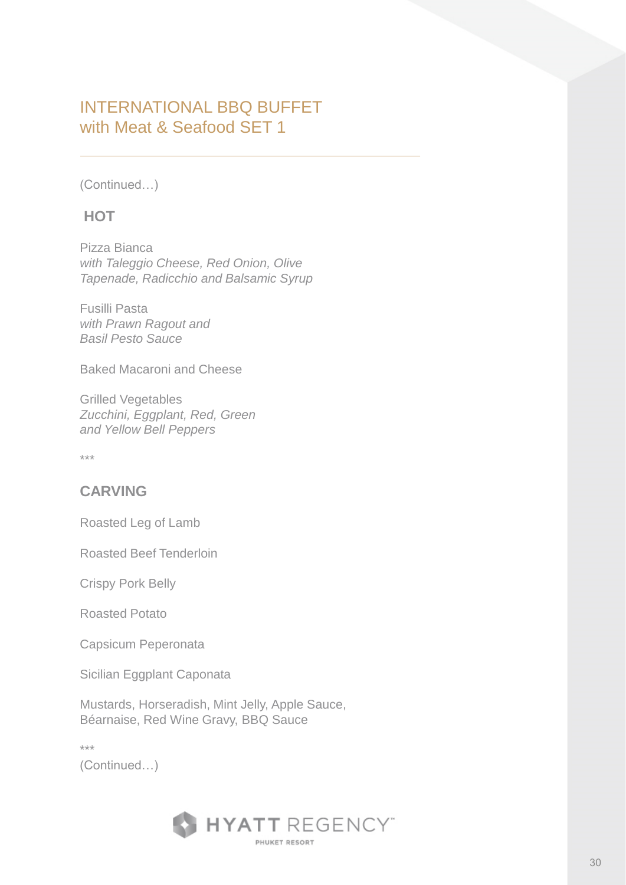# INTERNATIONAL BBQ BUFFET
# with Meat & Seafood SET 1

(Continued…)

## HOT

Pizza Bianca
*with Taleggio Cheese, Red Onion, Olive Tapenade, Radicchio and Balsamic Syrup*

Fusilli Pasta
*with Prawn Ragout and Basil Pesto Sauce*

Baked Macaroni and Cheese

Grilled Vegetables
*Zucchini, Eggplant, Red, Green and Yellow Bell Peppers*

***

## CARVING

Roasted Leg of Lamb

Roasted Beef Tenderloin

Crispy Pork Belly

Roasted Potato

Capsicum Peperonata

Sicilian Eggplant Caponata

Mustards, Horseradish, Mint Jelly, Apple Sauce, Béarnaise, Red Wine Gravy, BBQ Sauce

***

(Continued…)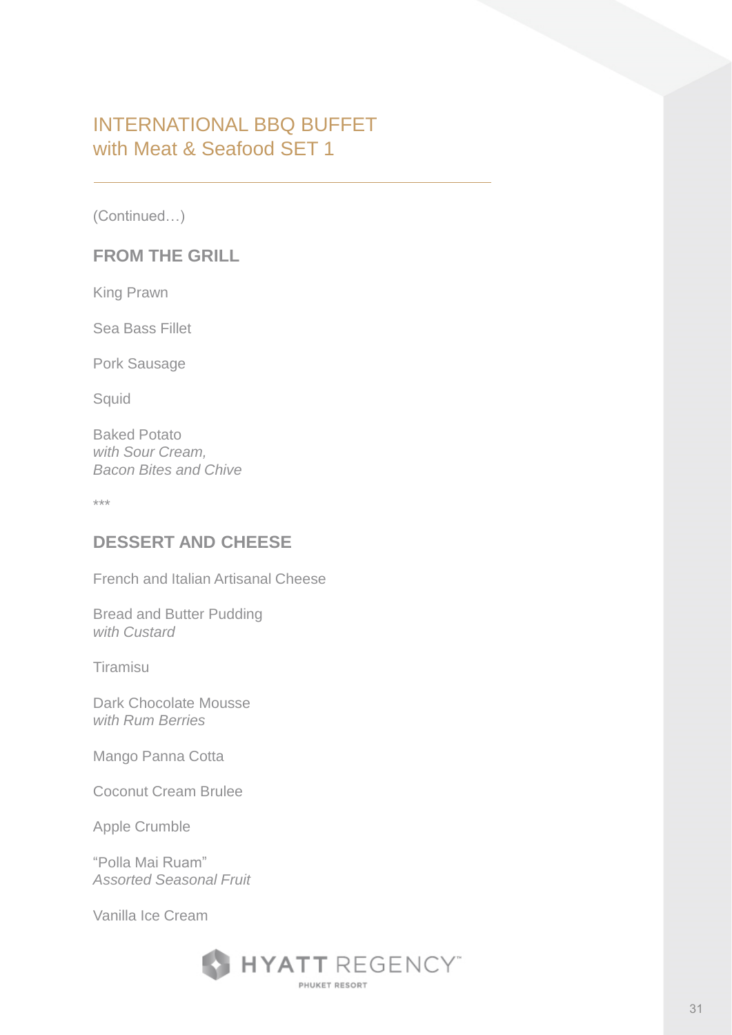# INTERNATIONAL BBQ BUFFET
## with Meat & Seafood SET 1

(Continued…)

### FROM THE GRILL

King Prawn

Sea Bass Fillet

Pork Sausage

Squid

Baked Potato  
*with Sour Cream,*  
*Bacon Bites and Chive*

***

### DESSERT AND CHEESE

French and Italian Artisanal Cheese

Bread and Butter Pudding  
*with Custard*

Tiramisu

Dark Chocolate Mousse  
*with Rum Berries*

Mango Panna Cotta

Coconut Cream Brulee

Apple Crumble

"Polla Mai Ruam"  
*Assorted Seasonal Fruit*

Vanilla Ice Cream

HYATT REGENCY
PHUKET RESORT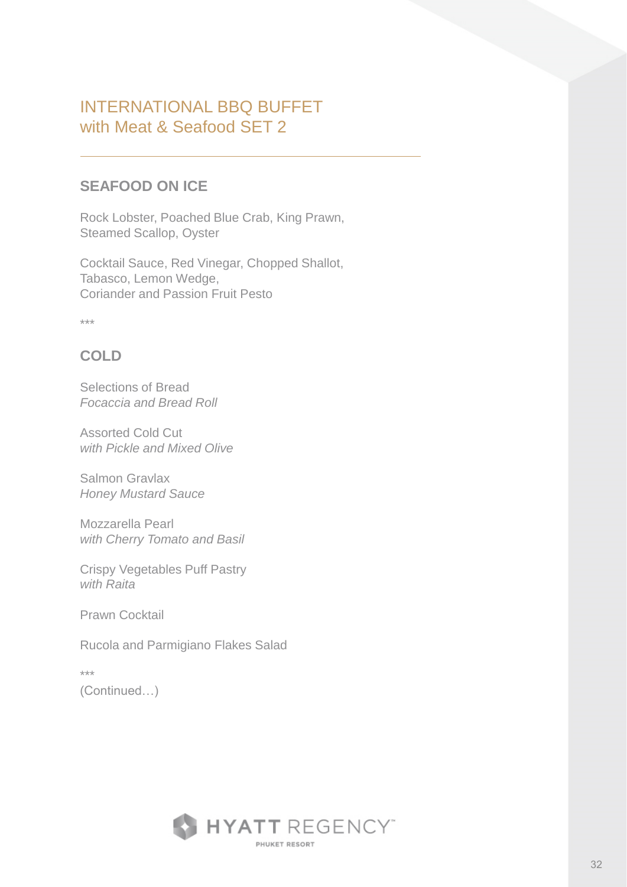# INTERNATIONAL BBQ BUFFET
# with Meat & Seafood SET 2

## SEAFOOD ON ICE

Rock Lobster, Poached Blue Crab, King Prawn,
Steamed Scallop, Oyster

Cocktail Sauce, Red Vinegar, Chopped Shallot,
Tabasco, Lemon Wedge,
Coriander and Passion Fruit Pesto

***

## COLD

Selections of Bread
*Focaccia and Bread Roll*

Assorted Cold Cut
*with Pickle and Mixed Olive*

Salmon Gravlax
*Honey Mustard Sauce*

Mozzarella Pearl
*with Cherry Tomato and Basil*

Crispy Vegetables Puff Pastry
*with Raita*

Prawn Cocktail

Rucola and Parmigiano Flakes Salad

***

(Continued…)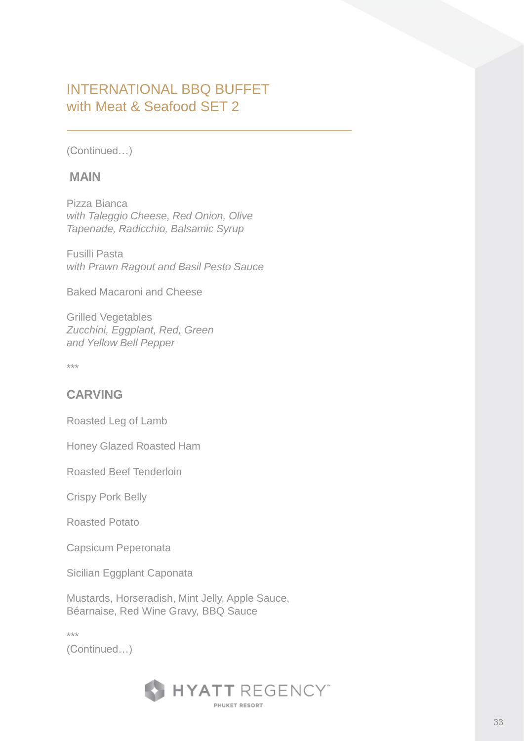# INTERNATIONAL BBQ BUFFET
## with Meat & Seafood SET 2

(Continued…)

### MAIN

Pizza Bianca
*with Taleggio Cheese, Red Onion, Olive Tapenade, Radicchio, Balsamic Syrup*

Fusilli Pasta
*with Prawn Ragout and Basil Pesto Sauce*

Baked Macaroni and Cheese

Grilled Vegetables
*Zucchini, Eggplant, Red, Green and Yellow Bell Pepper*

***

### CARVING

Roasted Leg of Lamb

Honey Glazed Roasted Ham

Roasted Beef Tenderloin

Crispy Pork Belly

Roasted Potato

Capsicum Peperonata

Sicilian Eggplant Caponata

Mustards, Horseradish, Mint Jelly, Apple Sauce, Béarnaise, Red Wine Gravy, BBQ Sauce

***

(Continued…)

HYATT REGENCY PHUKET RESORT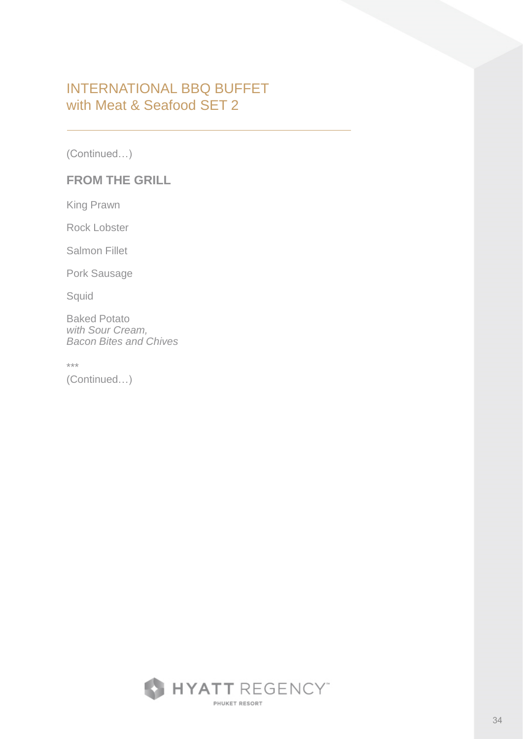# INTERNATIONAL BBQ BUFFET
# with Meat & Seafood SET 2

(Continued…)

## FROM THE GRILL

King Prawn

Rock Lobster

Salmon Fillet

Pork Sausage

Squid

Baked Potato
*with Sour Cream,*
*Bacon Bites and Chives*

***
(Continued…)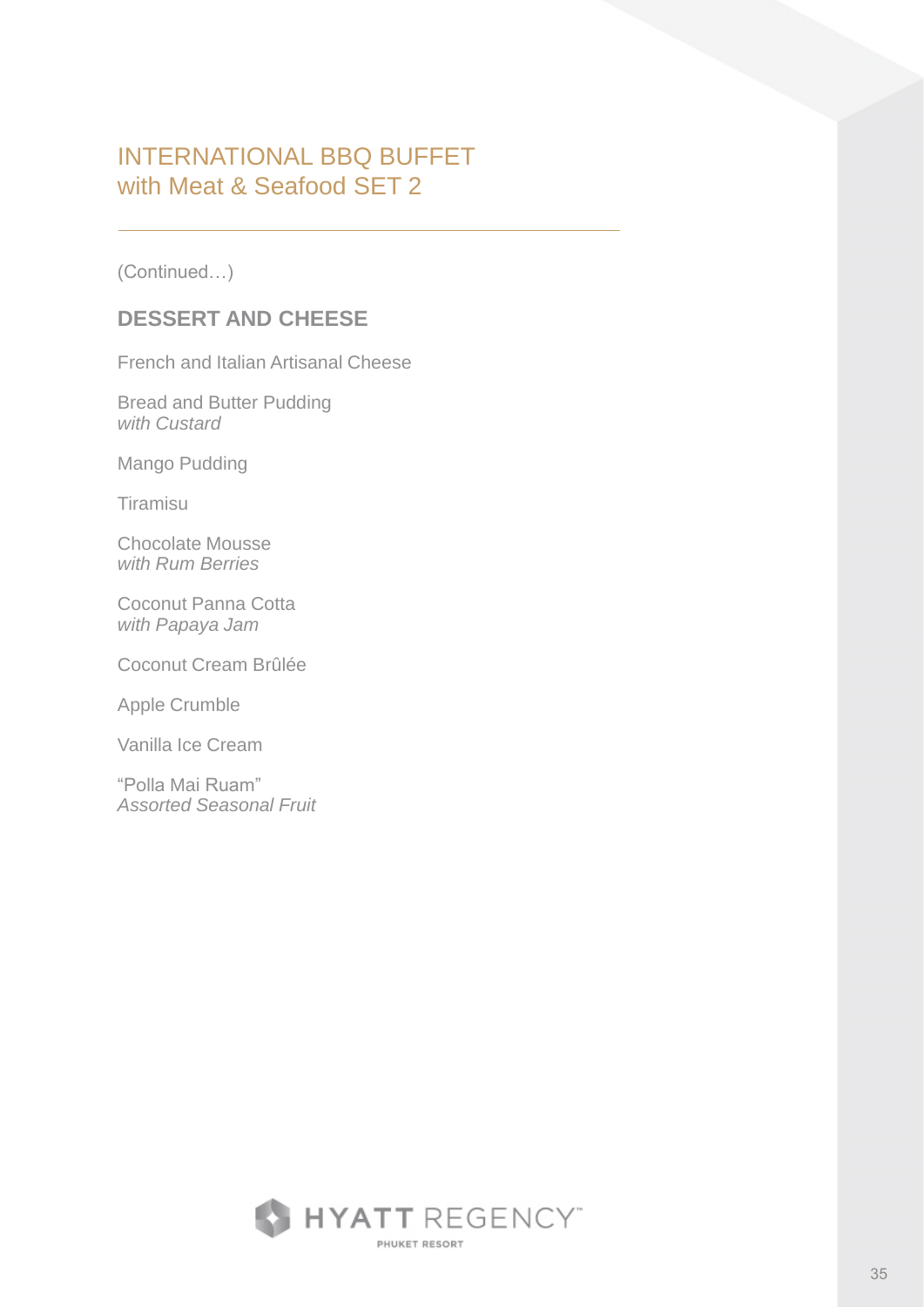# INTERNATIONAL BBQ BUFFET
## with Meat & Seafood SET 2

(Continued…)

### DESSERT AND CHEESE

French and Italian Artisanal Cheese

Bread and Butter Pudding
*with Custard*

Mango Pudding

Tiramisu

Chocolate Mousse
*with Rum Berries*

Coconut Panna Cotta
*with Papaya Jam*

Coconut Cream Brûlée

Apple Crumble

Vanilla Ice Cream

"Polla Mai Ruam"
*Assorted Seasonal Fruit*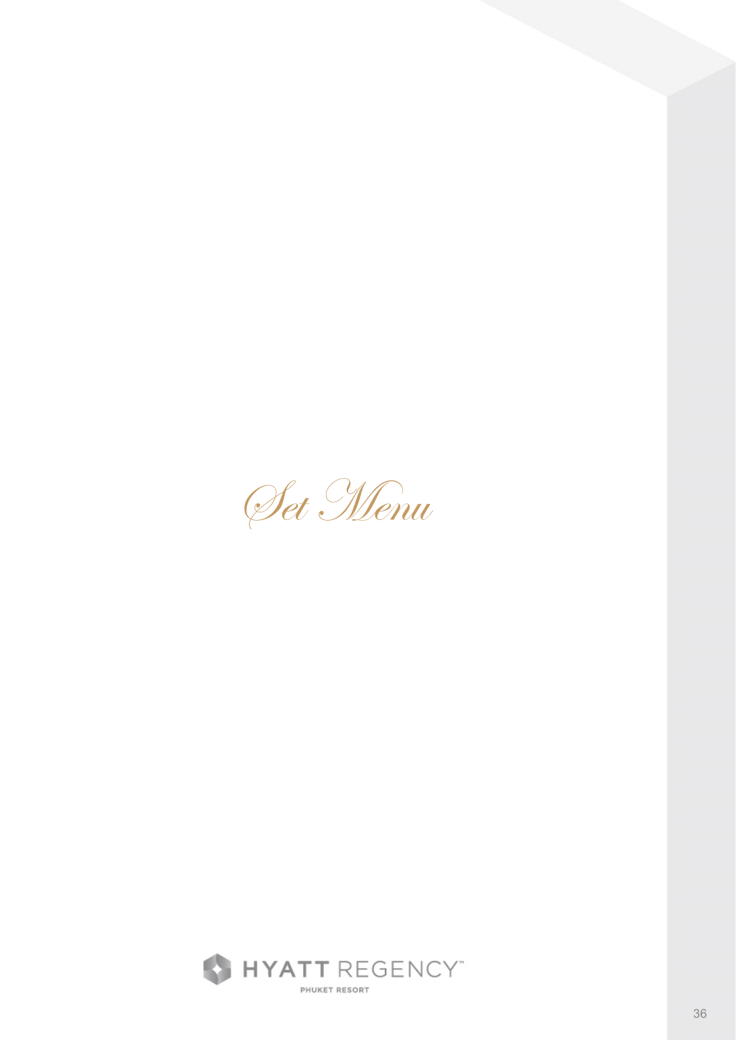# Set Menu

HYATT REGENCY

PHUKET RESORT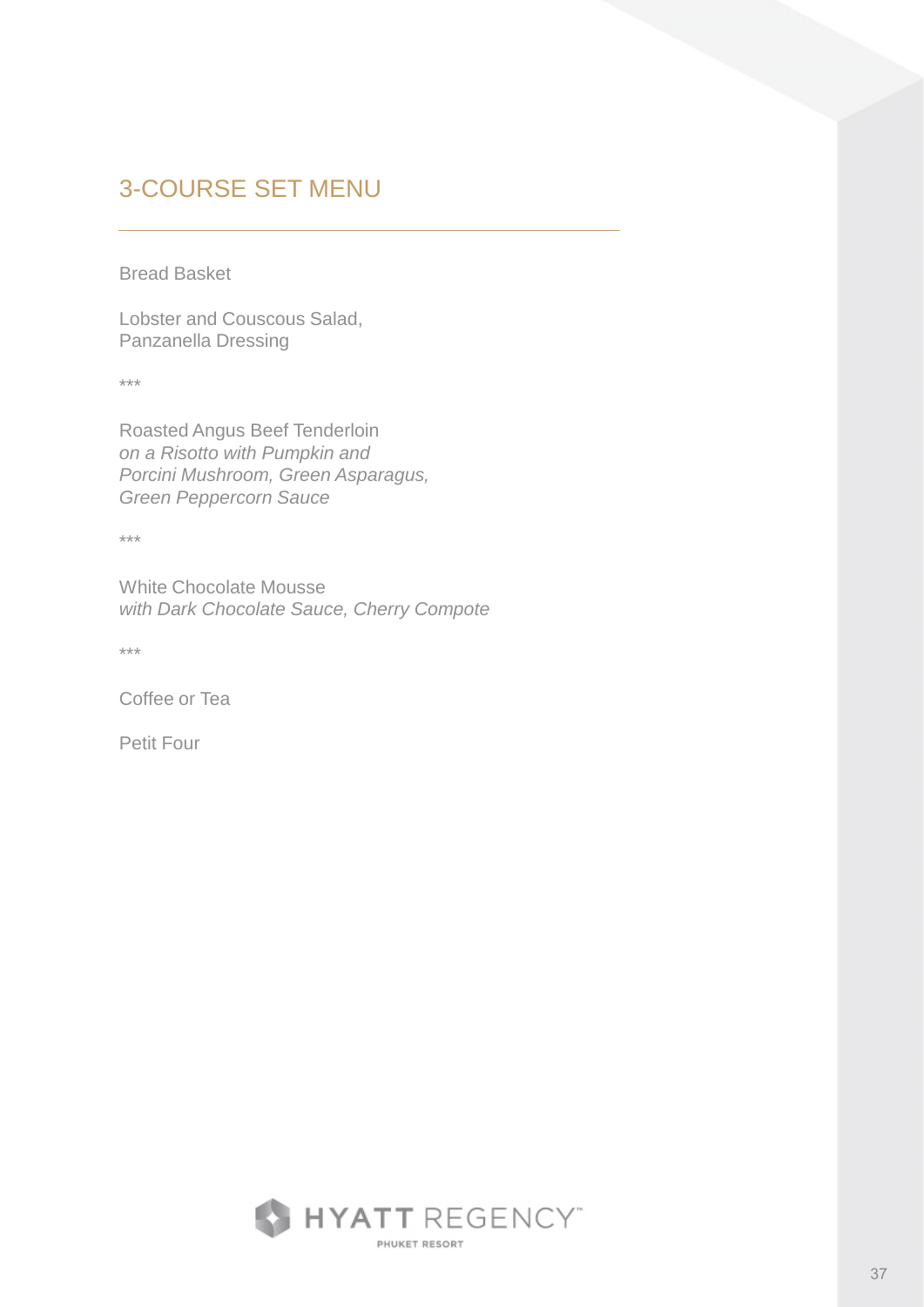# 3-COURSE SET MENU

Bread Basket

Lobster and Couscous Salad,
Panzanella Dressing

***

Roasted Angus Beef Tenderloin
*on a Risotto with Pumpkin and*
*Porcini Mushroom, Green Asparagus,*
*Green Peppercorn Sauce*

***

White Chocolate Mousse
*with Dark Chocolate Sauce, Cherry Compote*

***

Coffee or Tea

Petit Four

HYATT REGENCY™
PHUKET RESORT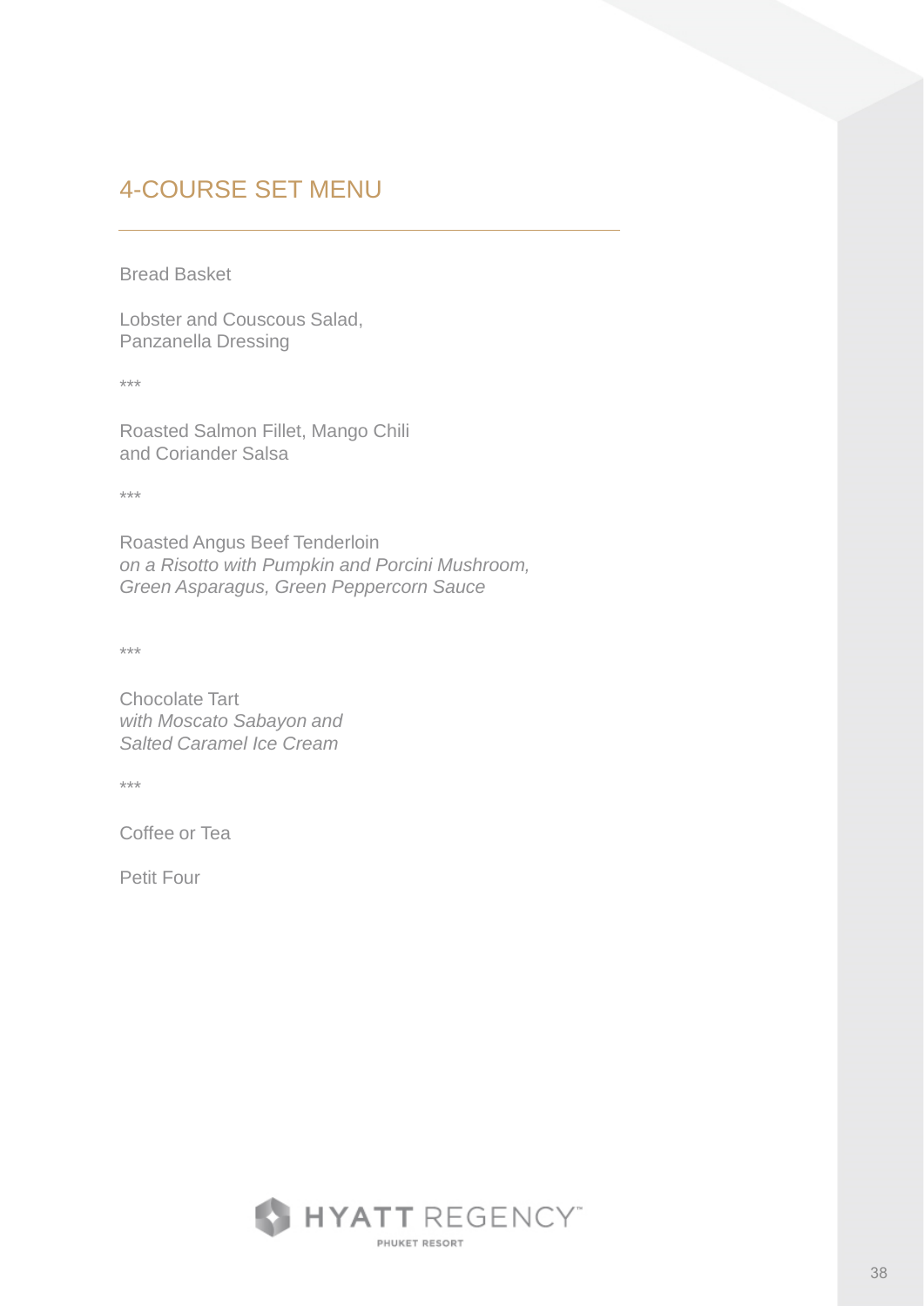# 4-COURSE SET MENU

Bread Basket

Lobster and Couscous Salad,
Panzanella Dressing

***

Roasted Salmon Fillet, Mango Chili
and Coriander Salsa

***

Roasted Angus Beef Tenderloin
*on a Risotto with Pumpkin and Porcini Mushroom,*
*Green Asparagus, Green Peppercorn Sauce*

***

Chocolate Tart
*with Moscato Sabayon and*
*Salted Caramel Ice Cream*

***

Coffee or Tea

Petit Four

HYATT REGENCY™
PHUKET RESORT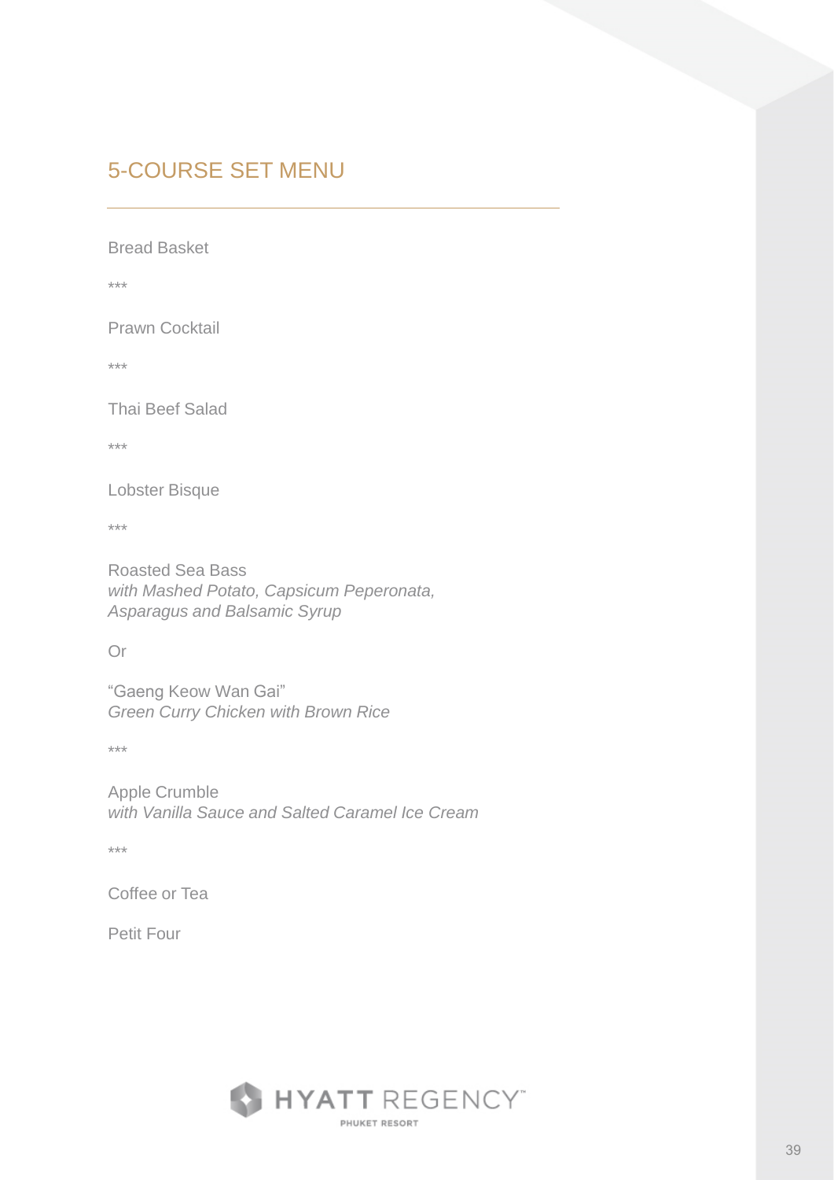## 5-COURSE SET MENU

Bread Basket

***

Prawn Cocktail

***

Thai Beef Salad

***

Lobster Bisque

***

Roasted Sea Bass
*with Mashed Potato, Capsicum Peperonata, Asparagus and Balsamic Syrup*

Or

"Gaeng Keow Wan Gai"
*Green Curry Chicken with Brown Rice*

***

Apple Crumble
*with Vanilla Sauce and Salted Caramel Ice Cream*

***

Coffee or Tea

Petit Four

HYATT REGENCY™
PHUKET RESORT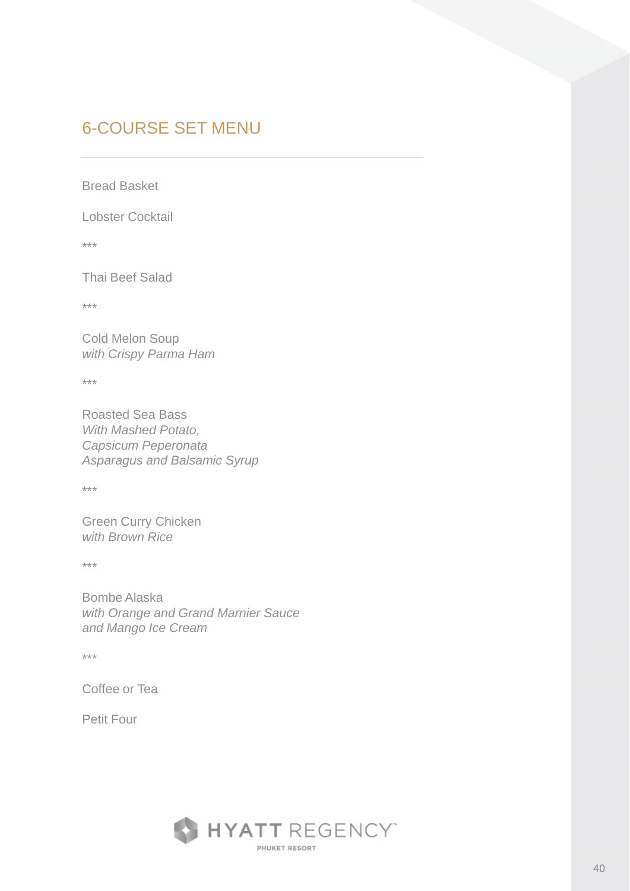## 6-COURSE SET MENU

Bread Basket

Lobster Cocktail

***

Thai Beef Salad

***

Cold Melon Soup
*with Crispy Parma Ham*

***

Roasted Sea Bass
*With Mashed Potato,*
*Capsicum Peperonata*
*Asparagus and Balsamic Syrup*

***

Green Curry Chicken
*with Brown Rice*

***

Bombe Alaska
*with Orange and Grand Marnier Sauce*
*and Mango Ice Cream*

***

Coffee or Tea

Petit Four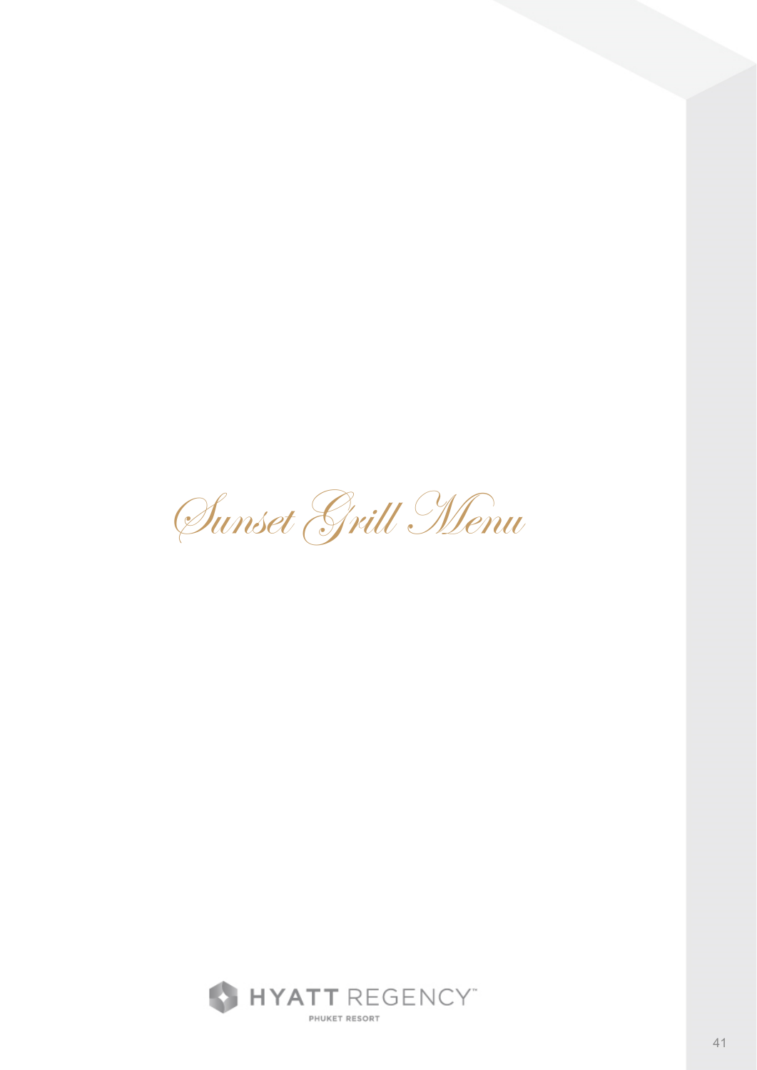# Sunset Grill Menu

HYATT REGENCY™

PHUKET RESORT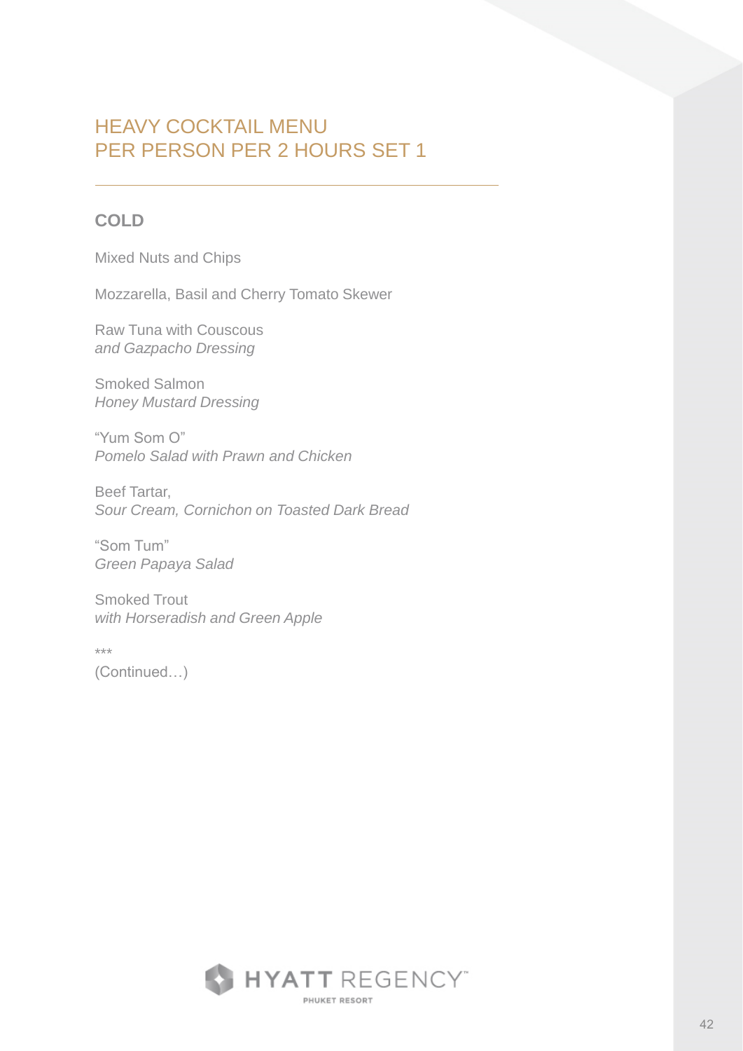# HEAVY COCKTAIL MENU
# PER PERSON PER 2 HOURS SET 1

## COLD

Mixed Nuts and Chips

Mozzarella, Basil and Cherry Tomato Skewer

Raw Tuna with Couscous
*and Gazpacho Dressing*

Smoked Salmon
*Honey Mustard Dressing*

"Yum Som O"
*Pomelo Salad with Prawn and Chicken*

Beef Tartar,
*Sour Cream, Cornichon on Toasted Dark Bread*

"Som Tum"
*Green Papaya Salad*

Smoked Trout
*with Horseradish and Green Apple*

***

(Continued…)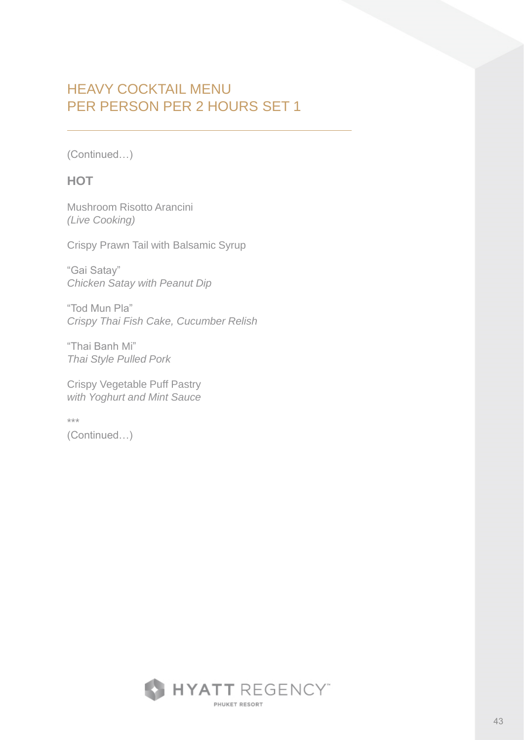# HEAVY COCKTAIL MENU
# PER PERSON PER 2 HOURS SET 1

(Continued…)

### HOT

Mushroom Risotto Arancini
*(Live Cooking)*

Crispy Prawn Tail with Balsamic Syrup

"Gai Satay"
*Chicken Satay with Peanut Dip*

"Tod Mun Pla"
*Crispy Thai Fish Cake, Cucumber Relish*

"Thai Banh Mi"
*Thai Style Pulled Pork*

Crispy Vegetable Puff Pastry
*with Yoghurt and Mint Sauce*

***

(Continued…)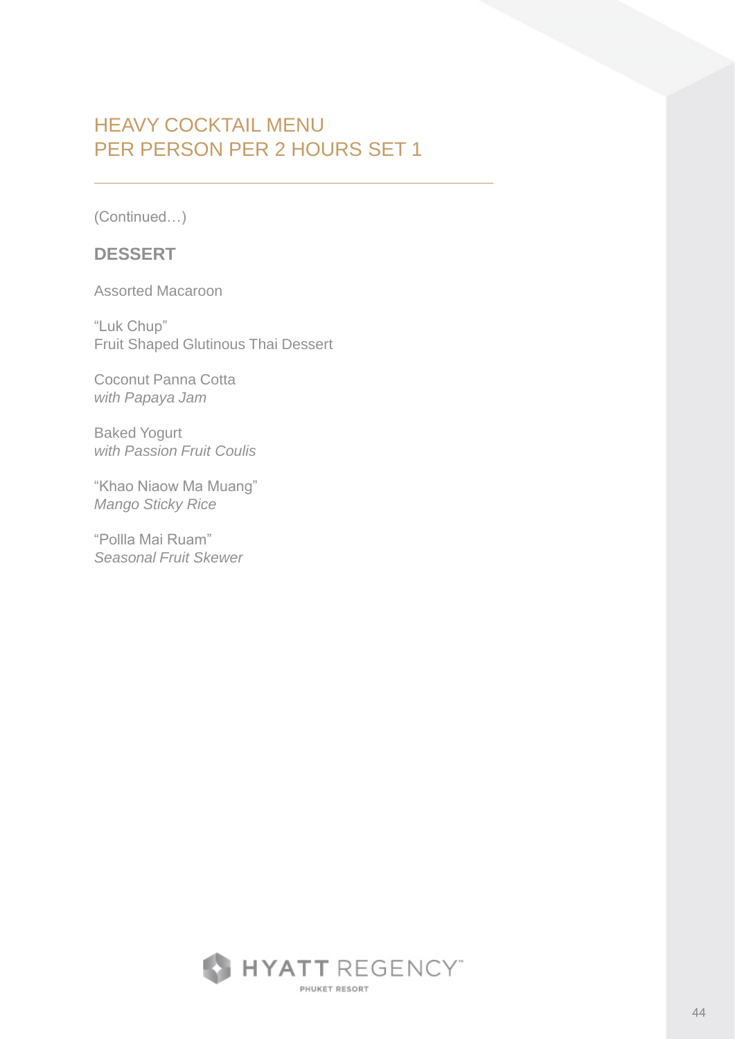# HEAVY COCKTAIL MENU
# PER PERSON PER 2 HOURS SET 1

(Continued…)

## DESSERT

Assorted Macaroon

"Luk Chup"
Fruit Shaped Glutinous Thai Dessert

Coconut Panna Cotta
*with Papaya Jam*

Baked Yogurt
*with Passion Fruit Coulis*

"Khao Niaow Ma Muang"
*Mango Sticky Rice*

"Pollla Mai Ruam"
*Seasonal Fruit Skewer*

HYATT REGENCY™
PHUKET RESORT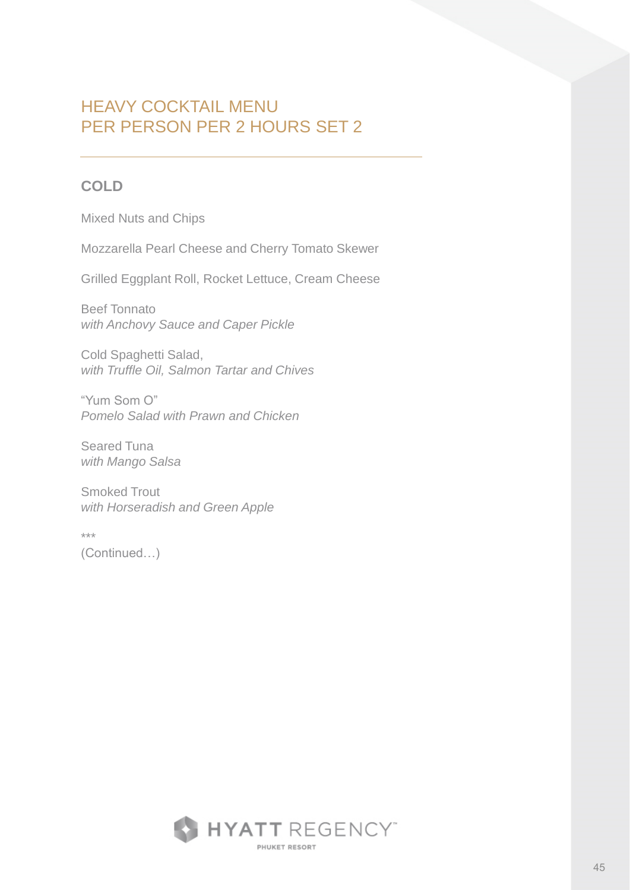# HEAVY COCKTAIL MENU
# PER PERSON PER 2 HOURS SET 2

## COLD

Mixed Nuts and Chips

Mozzarella Pearl Cheese and Cherry Tomato Skewer

Grilled Eggplant Roll, Rocket Lettuce, Cream Cheese

Beef Tonnato
*with Anchovy Sauce and Caper Pickle*

Cold Spaghetti Salad,
*with Truffle Oil, Salmon Tartar and Chives*

"Yum Som O"
*Pomelo Salad with Prawn and Chicken*

Seared Tuna
*with Mango Salsa*

Smoked Trout
*with Horseradish and Green Apple*

***
(Continued…)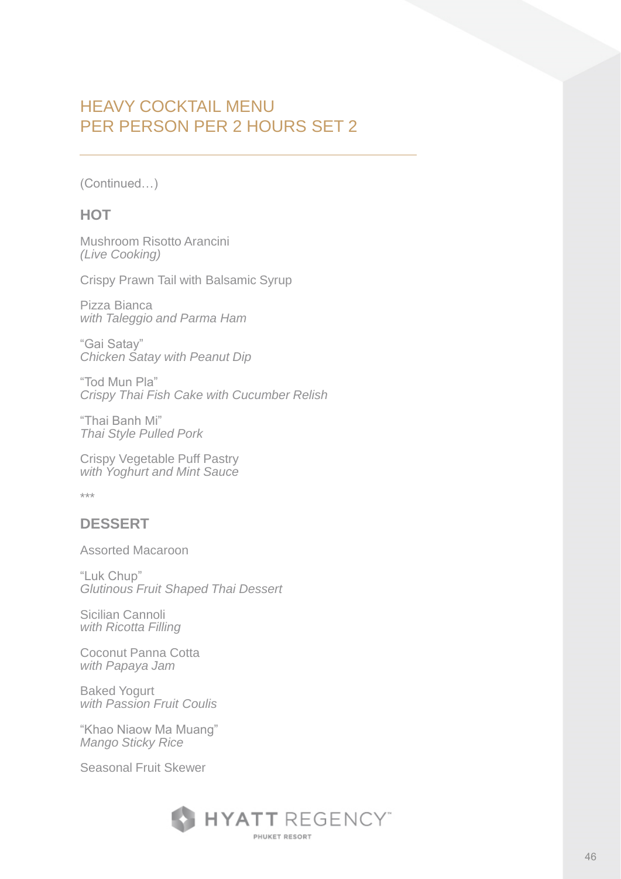# HEAVY COCKTAIL MENU
# PER PERSON PER 2 HOURS SET 2

(Continued…)

## HOT

Mushroom Risotto Arancini
*(Live Cooking)*

Crispy Prawn Tail with Balsamic Syrup

Pizza Bianca
*with Taleggio and Parma Ham*

"Gai Satay"
*Chicken Satay with Peanut Dip*

"Tod Mun Pla"
*Crispy Thai Fish Cake with Cucumber Relish*

"Thai Banh Mi"
*Thai Style Pulled Pork*

Crispy Vegetable Puff Pastry
*with Yoghurt and Mint Sauce*

***

## DESSERT

Assorted Macaroon

"Luk Chup"
*Glutinous Fruit Shaped Thai Dessert*

Sicilian Cannoli
*with Ricotta Filling*

Coconut Panna Cotta
*with Papaya Jam*

Baked Yogurt
*with Passion Fruit Coulis*

"Khao Niaow Ma Muang"
*Mango Sticky Rice*

Seasonal Fruit Skewer

HYATT REGENCY
PHUKET RESORT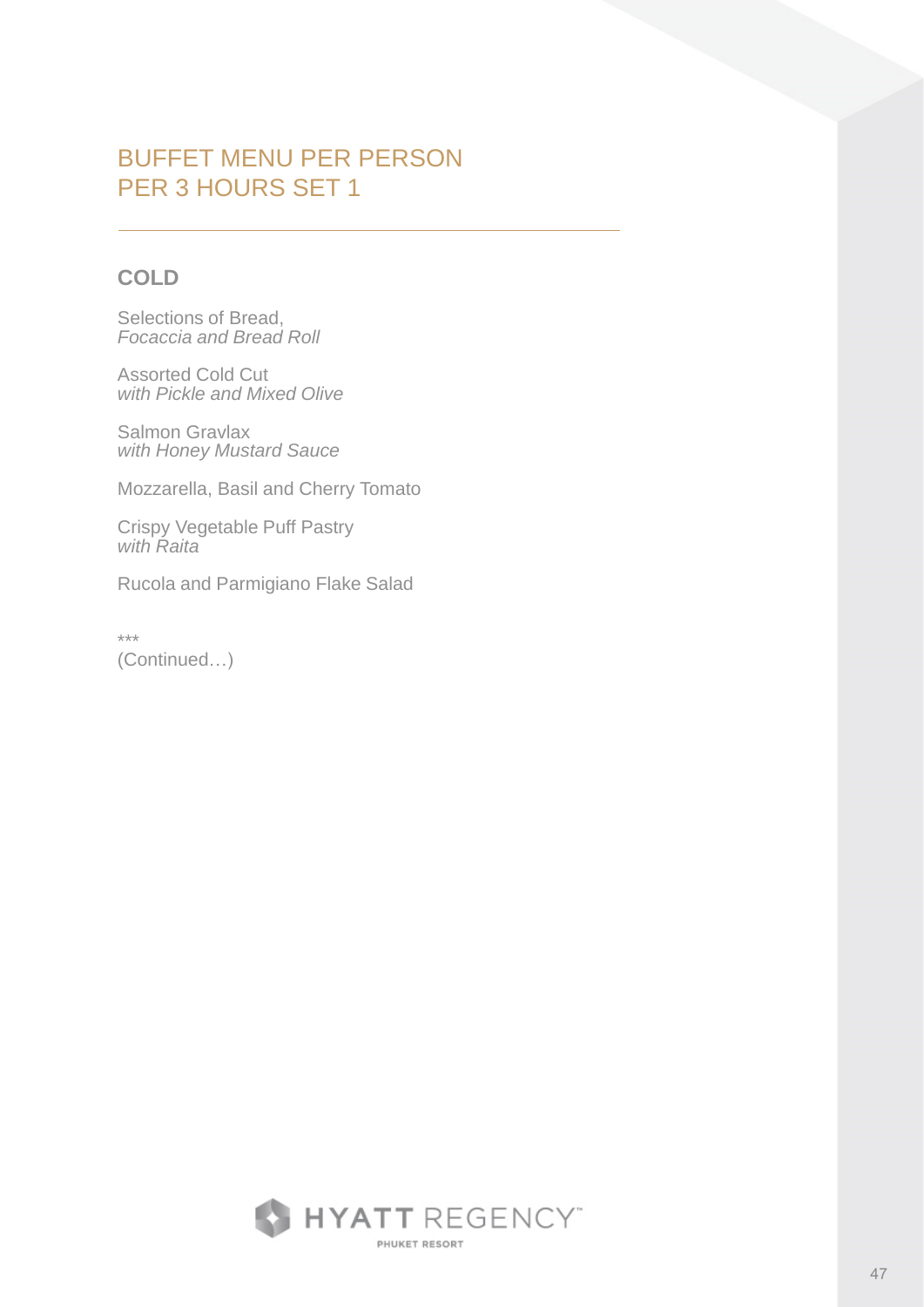# BUFFET MENU PER PERSON
# PER 3 HOURS SET 1

## COLD

Selections of Bread,
*Focaccia and Bread Roll*

Assorted Cold Cut
*with Pickle and Mixed Olive*

Salmon Gravlax
*with Honey Mustard Sauce*

Mozzarella, Basil and Cherry Tomato

Crispy Vegetable Puff Pastry
*with Raita*

Rucola and Parmigiano Flake Salad

***
(Continued…)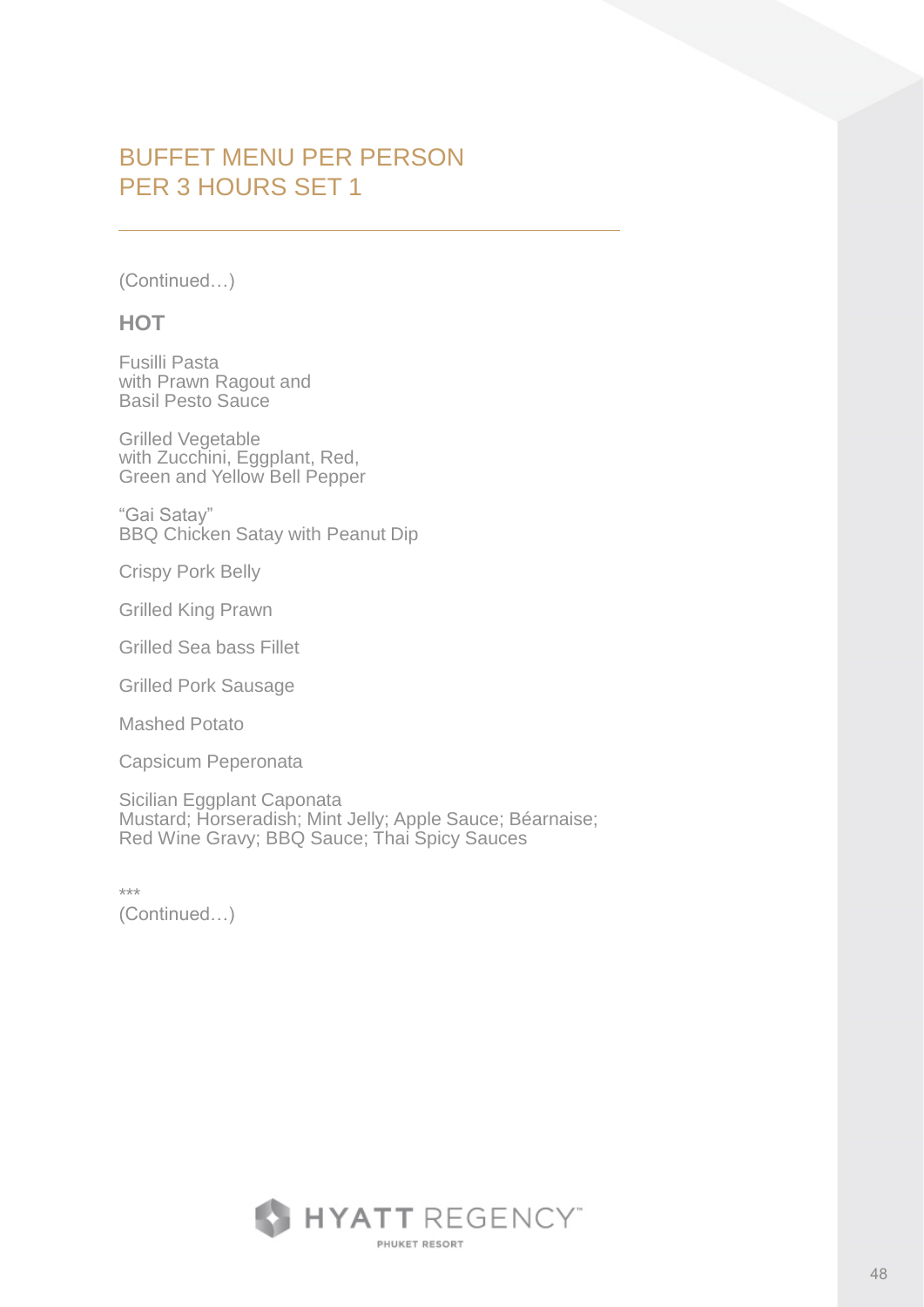# BUFFET MENU PER PERSON
# PER 3 HOURS SET 1

(Continued…)

**HOT**

Fusilli Pasta
with Prawn Ragout and
Basil Pesto Sauce

Grilled Vegetable
with Zucchini, Eggplant, Red,
Green and Yellow Bell Pepper

"Gai Satay"
BBQ Chicken Satay with Peanut Dip

Crispy Pork Belly

Grilled King Prawn

Grilled Sea bass Fillet

Grilled Pork Sausage

Mashed Potato

Capsicum Peperonata

Sicilian Eggplant Caponata
Mustard; Horseradish; Mint Jelly; Apple Sauce; Béarnaise;
Red Wine Gravy; BBQ Sauce; Thai Spicy Sauces

***
(Continued…)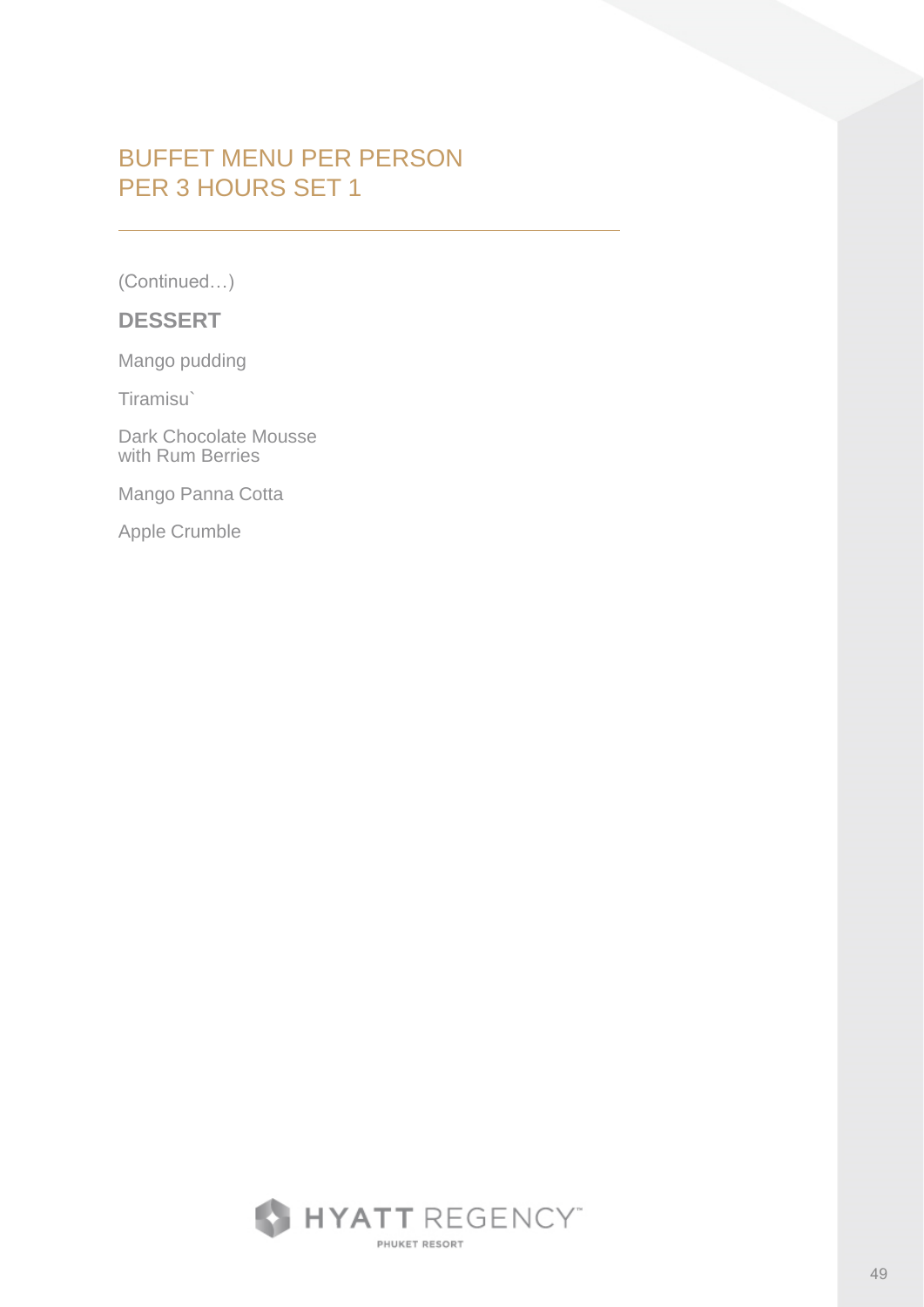# BUFFET MENU PER PERSON PER 3 HOURS SET 1

(Continued…)

## DESSERT

Mango pudding

Tiramisu`

Dark Chocolate Mousse
with Rum Berries

Mango Panna Cotta

Apple Crumble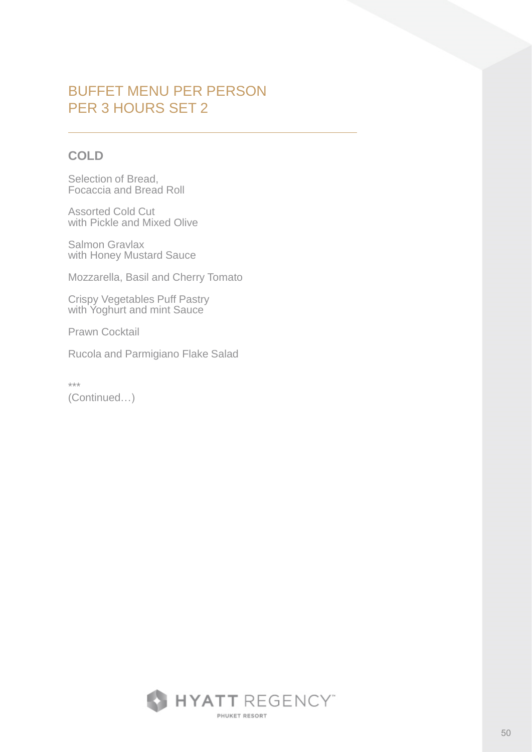# BUFFET MENU PER PERSON
# PER 3 HOURS SET 2

## COLD

Selection of Bread,
Focaccia and Bread Roll

Assorted Cold Cut
with Pickle and Mixed Olive

Salmon Gravlax
with Honey Mustard Sauce

Mozzarella, Basil and Cherry Tomato

Crispy Vegetables Puff Pastry
with Yoghurt and mint Sauce

Prawn Cocktail

Rucola and Parmigiano Flake Salad

***

(Continued…)

HYATT REGENCY
PHUKET RESORT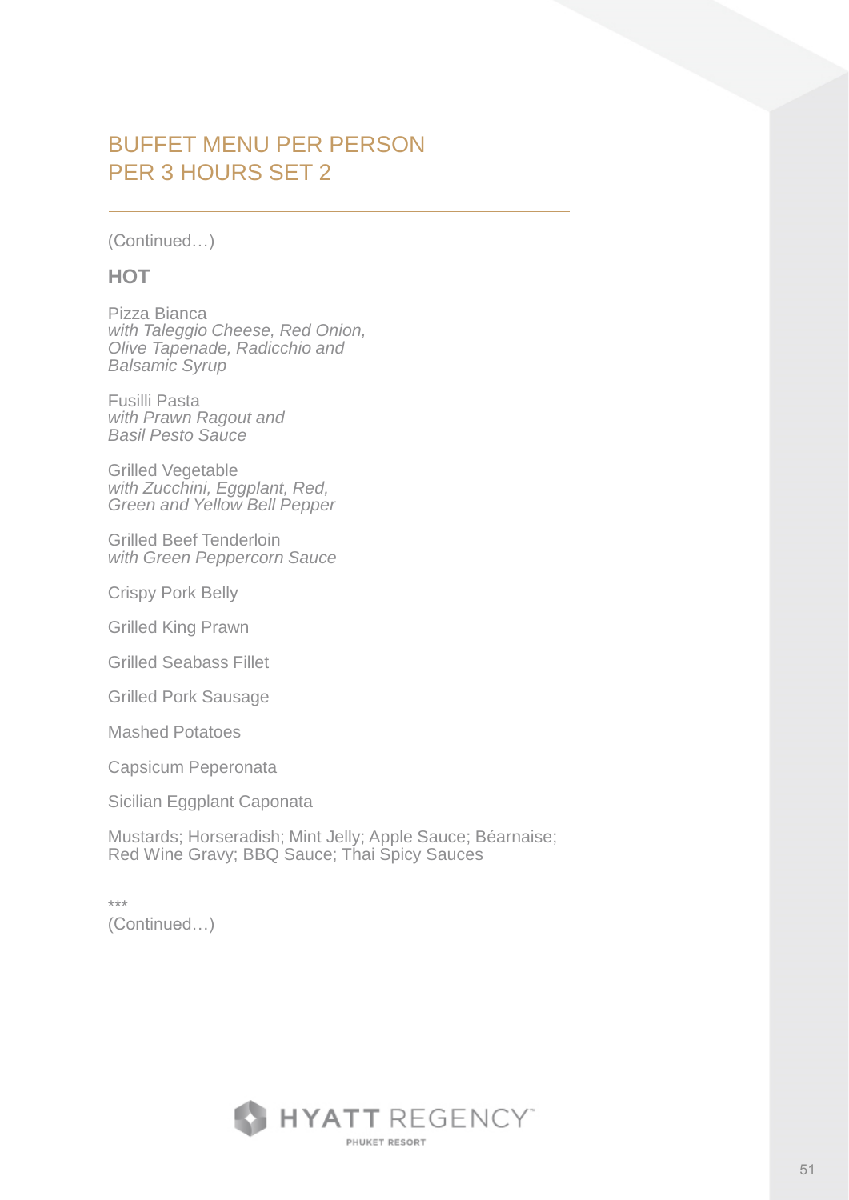# BUFFET MENU PER PERSON PER 3 HOURS SET 2

(Continued…)

## HOT

Pizza Bianca
*with Taleggio Cheese, Red Onion, Olive Tapenade, Radicchio and Balsamic Syrup*

Fusilli Pasta
*with Prawn Ragout and Basil Pesto Sauce*

Grilled Vegetable
*with Zucchini, Eggplant, Red, Green and Yellow Bell Pepper*

Grilled Beef Tenderloin
*with Green Peppercorn Sauce*

Crispy Pork Belly

Grilled King Prawn

Grilled Seabass Fillet

Grilled Pork Sausage

Mashed Potatoes

Capsicum Peperonata

Sicilian Eggplant Caponata

Mustards; Horseradish; Mint Jelly; Apple Sauce; Béarnaise; Red Wine Gravy; BBQ Sauce; Thai Spicy Sauces

***

(Continued…)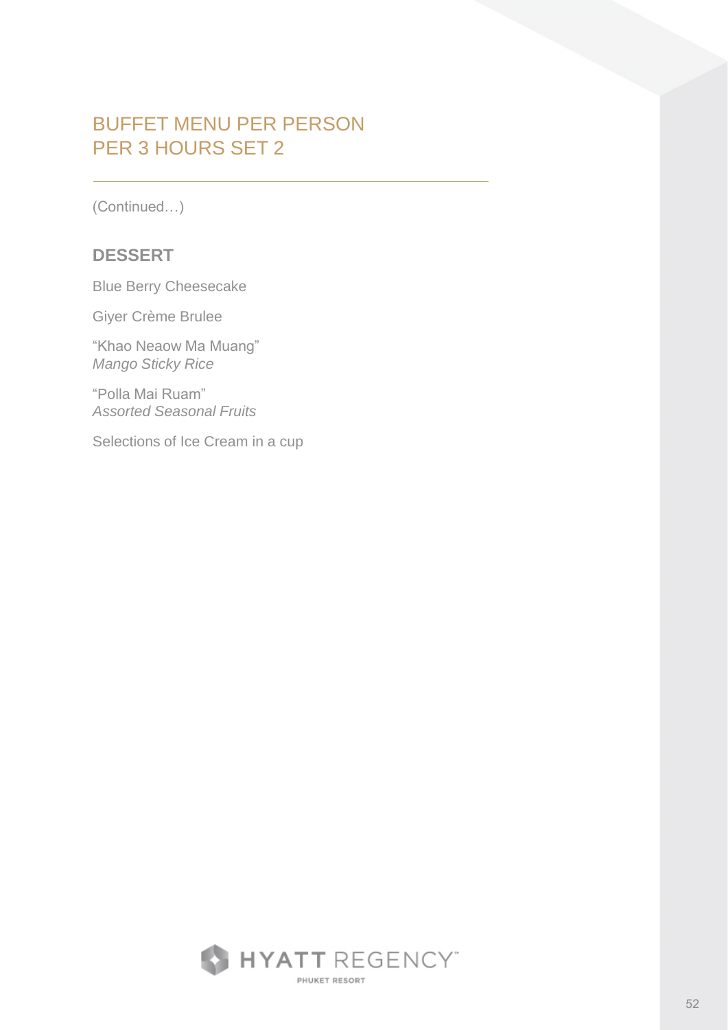# BUFFET MENU PER PERSON PER 3 HOURS SET 2

(Continued…)

## DESSERT

Blue Berry Cheesecake

Giyer Crème Brulee

“Khao Neaow Ma Muang”
*Mango Sticky Rice*

“Polla Mai Ruam”
*Assorted Seasonal Fruits*

Selections of Ice Cream in a cup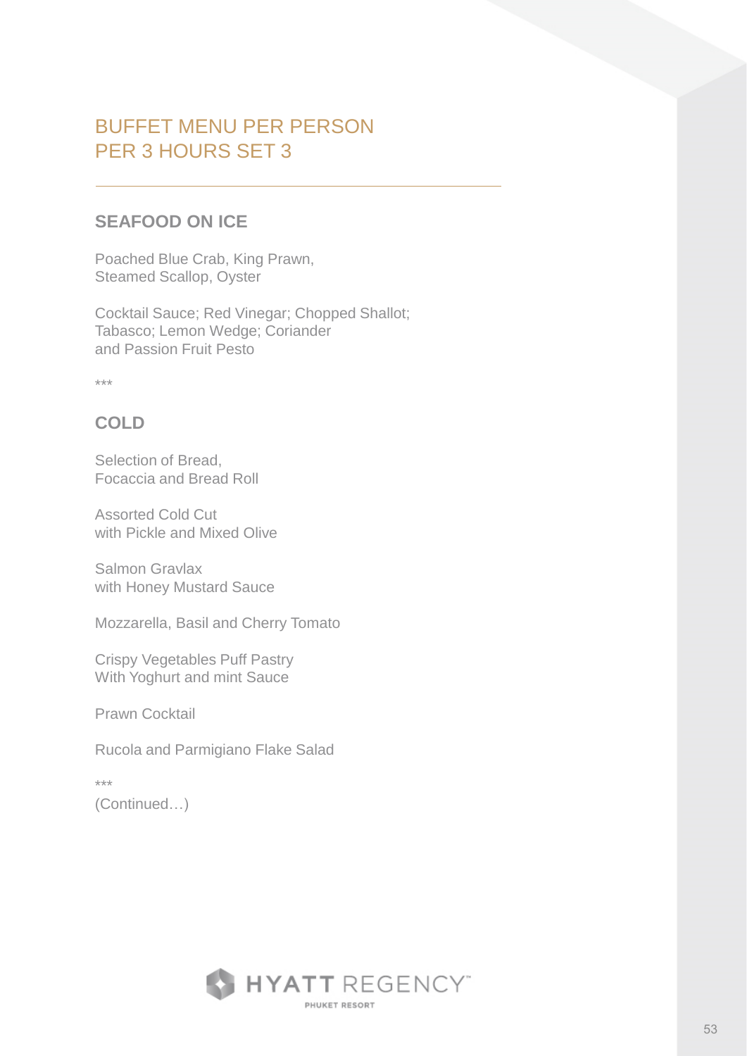# BUFFET MENU PER PERSON PER 3 HOURS SET 3

## SEAFOOD ON ICE

Poached Blue Crab, King Prawn,
Steamed Scallop, Oyster

Cocktail Sauce; Red Vinegar; Chopped Shallot;
Tabasco; Lemon Wedge; Coriander
and Passion Fruit Pesto

***

## COLD

Selection of Bread,
Focaccia and Bread Roll

Assorted Cold Cut
with Pickle and Mixed Olive

Salmon Gravlax
with Honey Mustard Sauce

Mozzarella, Basil and Cherry Tomato

Crispy Vegetables Puff Pastry
With Yoghurt and mint Sauce

Prawn Cocktail

Rucola and Parmigiano Flake Salad

***

(Continued…)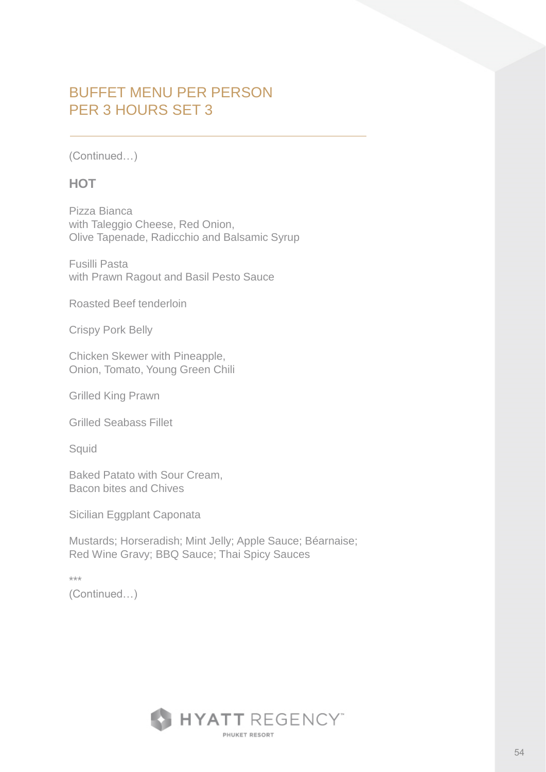# BUFFET MENU PER PERSON PER 3 HOURS SET 3

(Continued…)

## HOT

Pizza Bianca
with Taleggio Cheese, Red Onion,
Olive Tapenade, Radicchio and Balsamic Syrup

Fusilli Pasta
with Prawn Ragout and Basil Pesto Sauce

Roasted Beef tenderloin

Crispy Pork Belly

Chicken Skewer with Pineapple,
Onion, Tomato, Young Green Chili

Grilled King Prawn

Grilled Seabass Fillet

Squid

Baked Patato with Sour Cream,
Bacon bites and Chives

Sicilian Eggplant Caponata

Mustards; Horseradish; Mint Jelly; Apple Sauce; Béarnaise;
Red Wine Gravy; BBQ Sauce; Thai Spicy Sauces

***

(Continued…)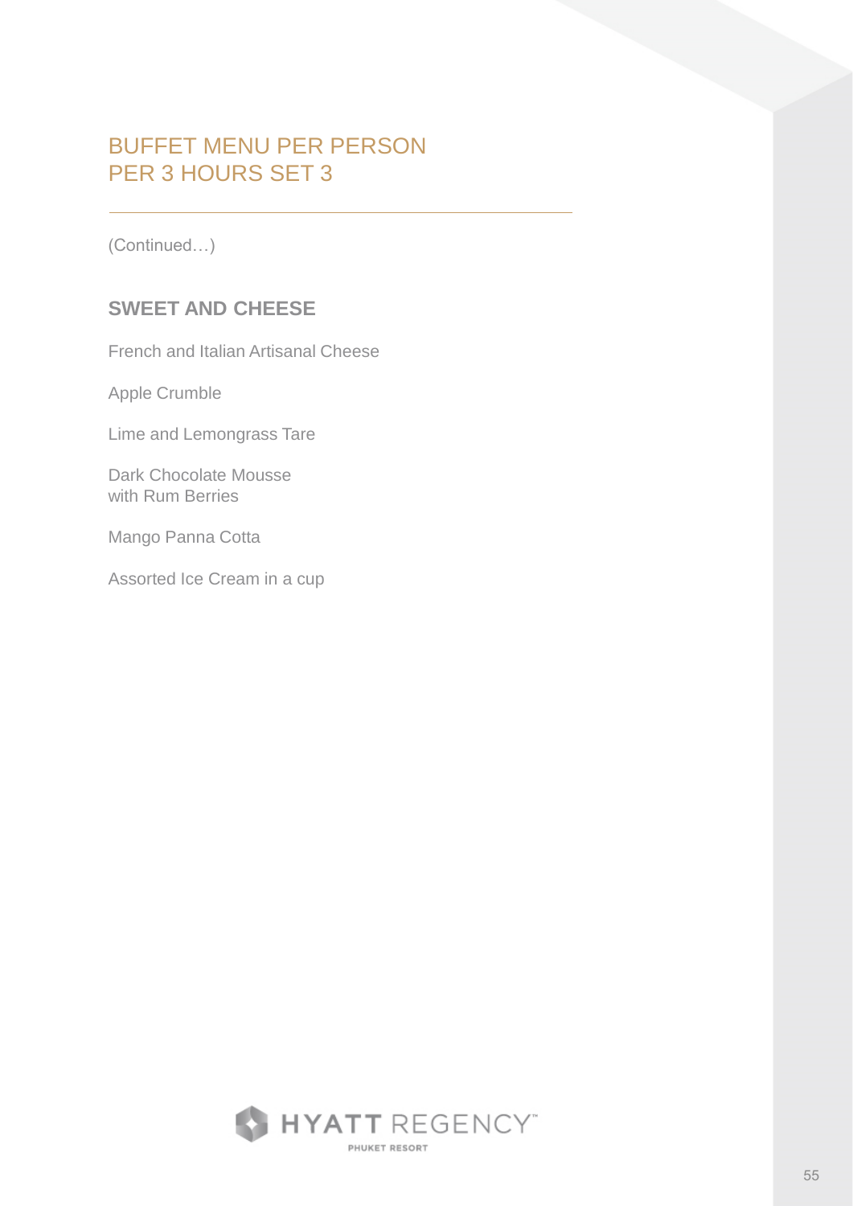# BUFFET MENU PER PERSON
# PER 3 HOURS SET 3

(Continued…)

## SWEET AND CHEESE

French and Italian Artisanal Cheese

Apple Crumble

Lime and Lemongrass Tare

Dark Chocolate Mousse
with Rum Berries

Mango Panna Cotta

Assorted Ice Cream in a cup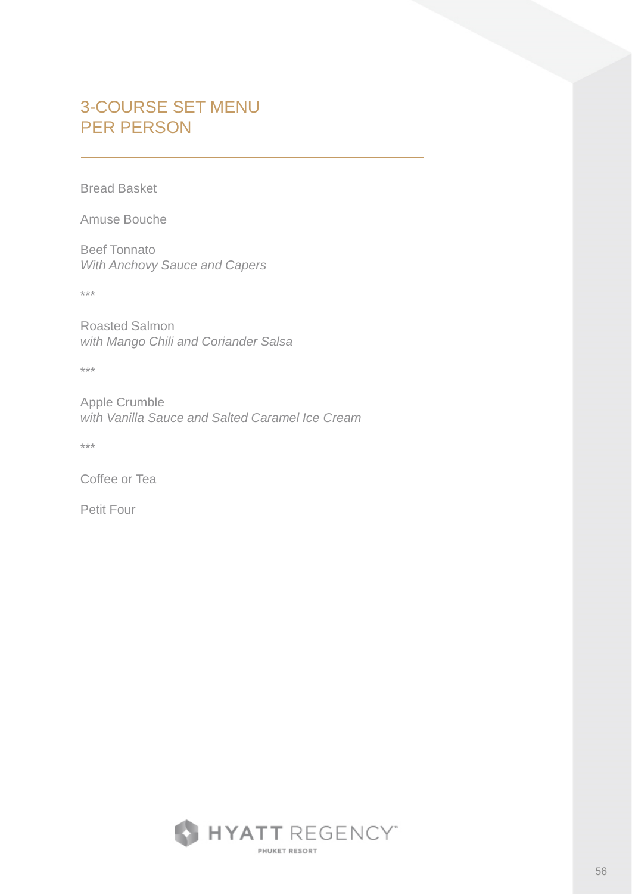# 3-COURSE SET MENU
# PER PERSON

Bread Basket

Amuse Bouche

Beef Tonnato
*With Anchovy Sauce and Capers*

***

Roasted Salmon
*with Mango Chili and Coriander Salsa*

***

Apple Crumble
*with Vanilla Sauce and Salted Caramel Ice Cream*

***

Coffee or Tea

Petit Four

HYATT REGENCY™
PHUKET RESORT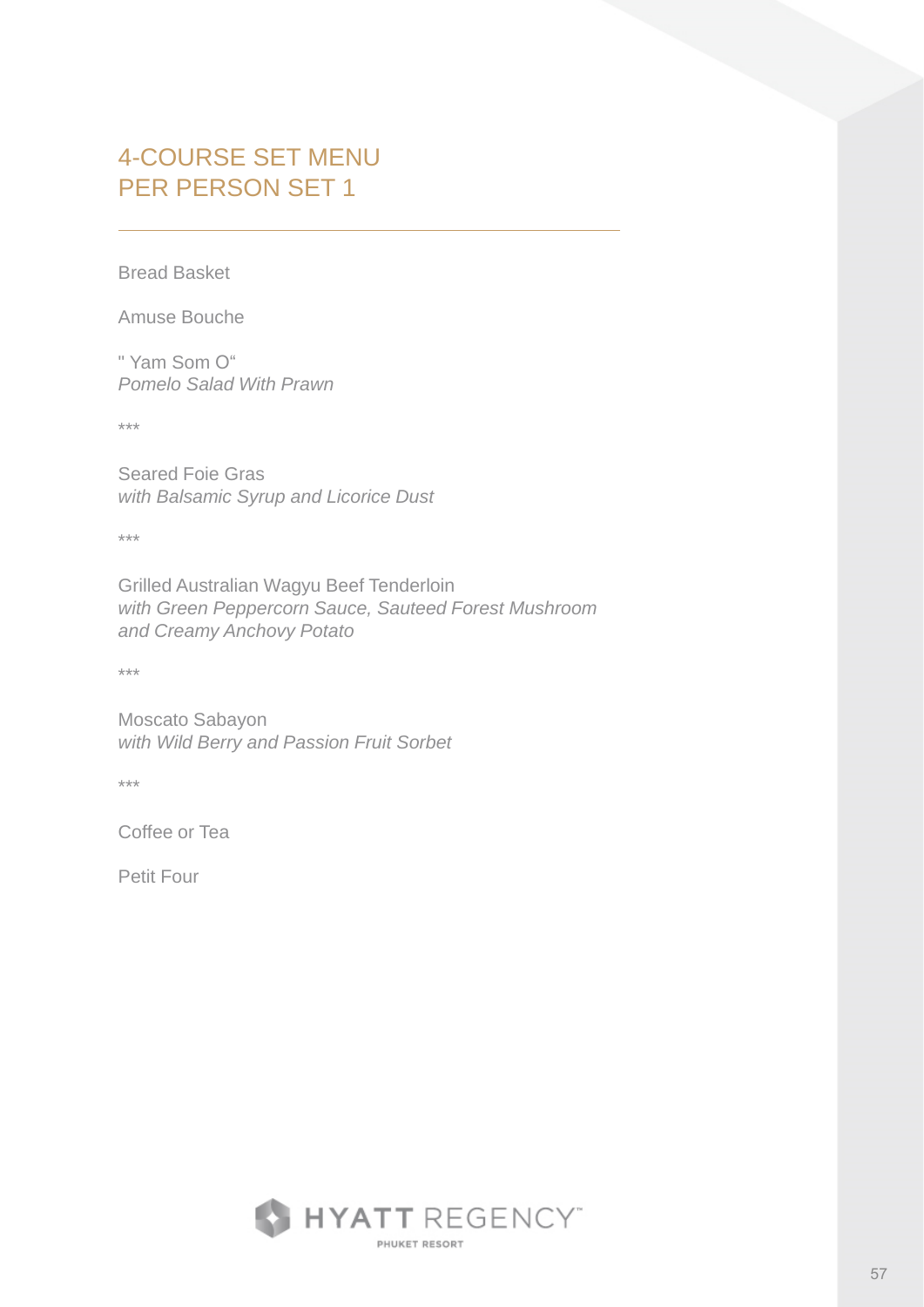## 4-COURSE SET MENU
## PER PERSON SET 1

---

Bread Basket

Amuse Bouche

" Yam Som O"
*Pomelo Salad With Prawn*

***

Seared Foie Gras
*with Balsamic Syrup and Licorice Dust*

***

Grilled Australian Wagyu Beef Tenderloin
*with Green Peppercorn Sauce, Sauteed Forest Mushroom and Creamy Anchovy Potato*

***

Moscato Sabayon
*with Wild Berry and Passion Fruit Sorbet*

***

Coffee or Tea

Petit Four

HYATT REGENCY™
PHUKET RESORT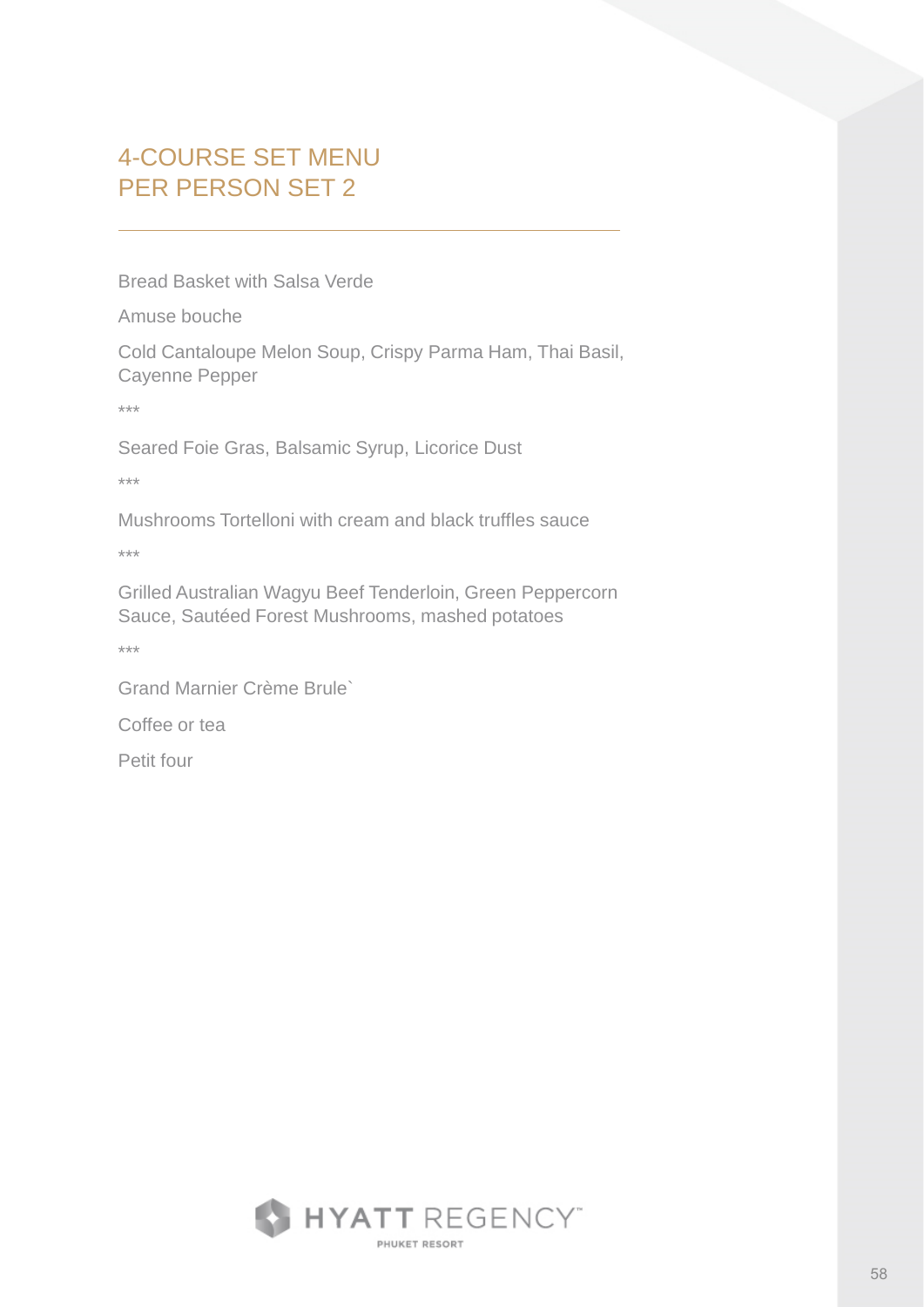# 4-COURSE SET MENU
# PER PERSON SET 2

Bread Basket with Salsa Verde

Amuse bouche

Cold Cantaloupe Melon Soup, Crispy Parma Ham, Thai Basil, Cayenne Pepper

***

Seared Foie Gras, Balsamic Syrup, Licorice Dust

***

Mushrooms Tortelloni with cream and black truffles sauce

***

Grilled Australian Wagyu Beef Tenderloin, Green Peppercorn Sauce, Sautéed Forest Mushrooms, mashed potatoes

***

Grand Marnier Crème Brule`

Coffee or tea

Petit four

HYATT REGENCY™
PHUKET RESORT